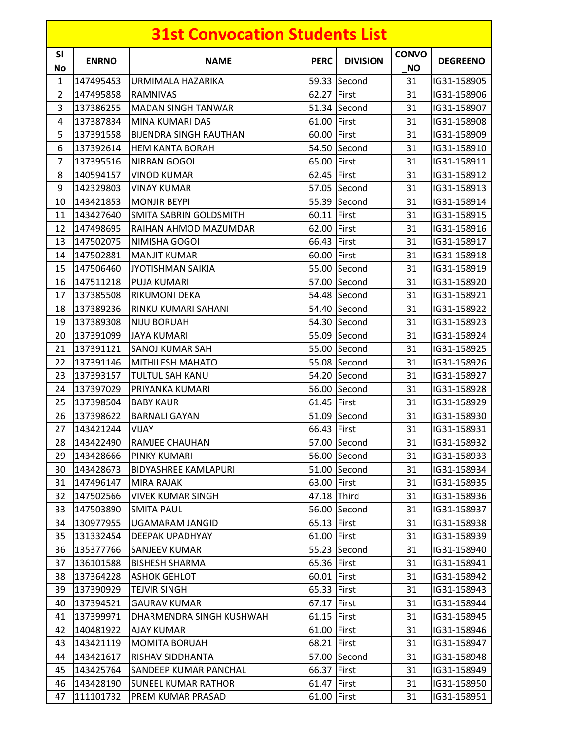# 31st Convocation Students List

| Sl No | ENRNO | NAME | PERC | DIVISION | CONVO_NO | DEGREENO |
|---|---|---|---|---|---|---|
| 1 | 147495453 | URMIMALA HAZARIKA | 59.33 | Second | 31 | IG31-158905 |
| 2 | 147495858 | RAMNIVAS | 62.27 | First | 31 | IG31-158906 |
| 3 | 137386255 | MADAN SINGH TANWAR | 51.34 | Second | 31 | IG31-158907 |
| 4 | 137387834 | MINA KUMARI DAS | 61.00 | First | 31 | IG31-158908 |
| 5 | 137391558 | BIJENDRA SINGH RAUTHAN | 60.00 | First | 31 | IG31-158909 |
| 6 | 137392614 | HEM KANTA BORAH | 54.50 | Second | 31 | IG31-158910 |
| 7 | 137395516 | NIRBAN GOGOI | 65.00 | First | 31 | IG31-158911 |
| 8 | 140594157 | VINOD KUMAR | 62.45 | First | 31 | IG31-158912 |
| 9 | 142329803 | VINAY KUMAR | 57.05 | Second | 31 | IG31-158913 |
| 10 | 143421853 | MONJIR BEYPI | 55.39 | Second | 31 | IG31-158914 |
| 11 | 143427640 | SMITA SABRIN GOLDSMITH | 60.11 | First | 31 | IG31-158915 |
| 12 | 147498695 | RAIHAN AHMOD MAZUMDAR | 62.00 | First | 31 | IG31-158916 |
| 13 | 147502075 | NIMISHA GOGOI | 66.43 | First | 31 | IG31-158917 |
| 14 | 147502881 | MANJIT KUMAR | 60.00 | First | 31 | IG31-158918 |
| 15 | 147506460 | JYOTISHMAN SAIKIA | 55.00 | Second | 31 | IG31-158919 |
| 16 | 147511218 | PUJA KUMARI | 57.00 | Second | 31 | IG31-158920 |
| 17 | 137385508 | RIKUMONI DEKA | 54.48 | Second | 31 | IG31-158921 |
| 18 | 137389236 | RINKU KUMARI SAHANI | 54.40 | Second | 31 | IG31-158922 |
| 19 | 137389308 | NIJU BORUAH | 54.30 | Second | 31 | IG31-158923 |
| 20 | 137391099 | JAYA KUMARI | 55.09 | Second | 31 | IG31-158924 |
| 21 | 137391121 | SANOJ KUMAR SAH | 55.00 | Second | 31 | IG31-158925 |
| 22 | 137391146 | MITHILESH MAHATO | 55.08 | Second | 31 | IG31-158926 |
| 23 | 137393157 | TULTUL SAH KANU | 54.20 | Second | 31 | IG31-158927 |
| 24 | 137397029 | PRIYANKA KUMARI | 56.00 | Second | 31 | IG31-158928 |
| 25 | 137398504 | BABY KAUR | 61.45 | First | 31 | IG31-158929 |
| 26 | 137398622 | BARNALI GAYAN | 51.09 | Second | 31 | IG31-158930 |
| 27 | 143421244 | VIJAY | 66.43 | First | 31 | IG31-158931 |
| 28 | 143422490 | RAMJEE CHAUHAN | 57.00 | Second | 31 | IG31-158932 |
| 29 | 143428666 | PINKY KUMARI | 56.00 | Second | 31 | IG31-158933 |
| 30 | 143428673 | BIDYASHREE KAMLAPURI | 51.00 | Second | 31 | IG31-158934 |
| 31 | 147496147 | MIRA RAJAK | 63.00 | First | 31 | IG31-158935 |
| 32 | 147502566 | VIVEK KUMAR SINGH | 47.18 | Third | 31 | IG31-158936 |
| 33 | 147503890 | SMITA PAUL | 56.00 | Second | 31 | IG31-158937 |
| 34 | 130977955 | UGAMARAM JANGID | 65.13 | First | 31 | IG31-158938 |
| 35 | 131332454 | DEEPAK UPADHYAY | 61.00 | First | 31 | IG31-158939 |
| 36 | 135377766 | SANJEEV KUMAR | 55.23 | Second | 31 | IG31-158940 |
| 37 | 136101588 | BISHESH SHARMA | 65.36 | First | 31 | IG31-158941 |
| 38 | 137364228 | ASHOK GEHLOT | 60.01 | First | 31 | IG31-158942 |
| 39 | 137390929 | TEJVIR SINGH | 65.33 | First | 31 | IG31-158943 |
| 40 | 137394521 | GAURAV KUMAR | 67.17 | First | 31 | IG31-158944 |
| 41 | 137399971 | DHARMENDRA SINGH KUSHWAH | 61.15 | First | 31 | IG31-158945 |
| 42 | 140481922 | AJAY KUMAR | 61.00 | First | 31 | IG31-158946 |
| 43 | 143421119 | MOMITA BORUAH | 68.21 | First | 31 | IG31-158947 |
| 44 | 143421617 | RISHAV SIDDHANTA | 57.00 | Second | 31 | IG31-158948 |
| 45 | 143425764 | SANDEEP KUMAR PANCHAL | 66.37 | First | 31 | IG31-158949 |
| 46 | 143428190 | SUNEEL KUMAR RATHOR | 61.47 | First | 31 | IG31-158950 |
| 47 | 111101732 | PREM KUMAR PRASAD | 61.00 | First | 31 | IG31-158951 |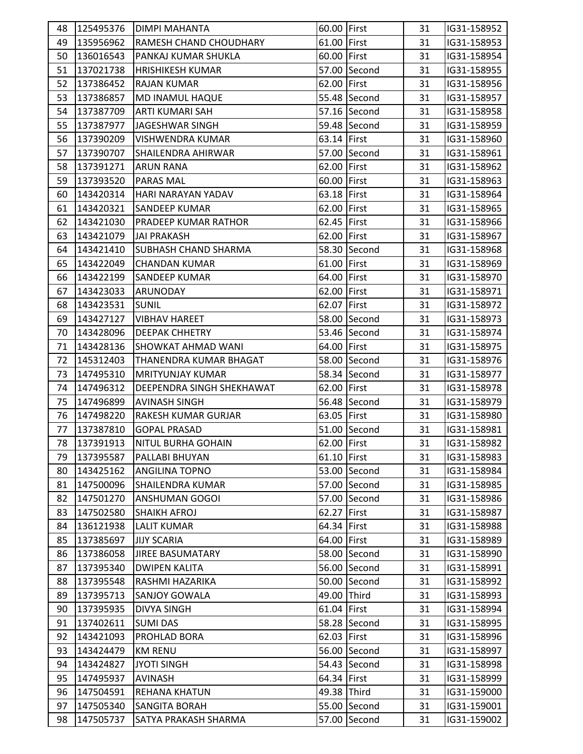| | | | | | | |
|---|---|---|---|---|---|---|
| 48 | 125495376 | DIMPI MAHANTA | 60.00 | First | 31 | IG31-158952 |
| 49 | 135956962 | RAMESH CHAND CHOUDHARY | 61.00 | First | 31 | IG31-158953 |
| 50 | 136016543 | PANKAJ KUMAR SHUKLA | 60.00 | First | 31 | IG31-158954 |
| 51 | 137021738 | HRISHIKESH KUMAR | 57.00 | Second | 31 | IG31-158955 |
| 52 | 137386452 | RAJAN KUMAR | 62.00 | First | 31 | IG31-158956 |
| 53 | 137386857 | MD INAMUL HAQUE | 55.48 | Second | 31 | IG31-158957 |
| 54 | 137387709 | ARTI KUMARI SAH | 57.16 | Second | 31 | IG31-158958 |
| 55 | 137387977 | JAGESHWAR SINGH | 59.48 | Second | 31 | IG31-158959 |
| 56 | 137390209 | VISHWENDRA KUMAR | 63.14 | First | 31 | IG31-158960 |
| 57 | 137390707 | SHAILENDRA AHIRWAR | 57.00 | Second | 31 | IG31-158961 |
| 58 | 137391271 | ARUN RANA | 62.00 | First | 31 | IG31-158962 |
| 59 | 137393520 | PARAS MAL | 60.00 | First | 31 | IG31-158963 |
| 60 | 143420314 | HARI NARAYAN YADAV | 63.18 | First | 31 | IG31-158964 |
| 61 | 143420321 | SANDEEP KUMAR | 62.00 | First | 31 | IG31-158965 |
| 62 | 143421030 | PRADEEP KUMAR RATHOR | 62.45 | First | 31 | IG31-158966 |
| 63 | 143421079 | JAI PRAKASH | 62.00 | First | 31 | IG31-158967 |
| 64 | 143421410 | SUBHASH CHAND SHARMA | 58.30 | Second | 31 | IG31-158968 |
| 65 | 143422049 | CHANDAN KUMAR | 61.00 | First | 31 | IG31-158969 |
| 66 | 143422199 | SANDEEP KUMAR | 64.00 | First | 31 | IG31-158970 |
| 67 | 143423033 | ARUNODAY | 62.00 | First | 31 | IG31-158971 |
| 68 | 143423531 | SUNIL | 62.07 | First | 31 | IG31-158972 |
| 69 | 143427127 | VIBHAV HAREET | 58.00 | Second | 31 | IG31-158973 |
| 70 | 143428096 | DEEPAK CHHETRY | 53.46 | Second | 31 | IG31-158974 |
| 71 | 143428136 | SHOWKAT AHMAD WANI | 64.00 | First | 31 | IG31-158975 |
| 72 | 145312403 | THANENDRA KUMAR BHAGAT | 58.00 | Second | 31 | IG31-158976 |
| 73 | 147495310 | MRITYUNJAY KUMAR | 58.34 | Second | 31 | IG31-158977 |
| 74 | 147496312 | DEEPENDRA SINGH SHEKHAWAT | 62.00 | First | 31 | IG31-158978 |
| 75 | 147496899 | AVINASH SINGH | 56.48 | Second | 31 | IG31-158979 |
| 76 | 147498220 | RAKESH KUMAR GURJAR | 63.05 | First | 31 | IG31-158980 |
| 77 | 137387810 | GOPAL PRASAD | 51.00 | Second | 31 | IG31-158981 |
| 78 | 137391913 | NITUL BURHA GOHAIN | 62.00 | First | 31 | IG31-158982 |
| 79 | 137395587 | PALLABI BHUYAN | 61.10 | First | 31 | IG31-158983 |
| 80 | 143425162 | ANGILINA TOPNO | 53.00 | Second | 31 | IG31-158984 |
| 81 | 147500096 | SHAILENDRA KUMAR | 57.00 | Second | 31 | IG31-158985 |
| 82 | 147501270 | ANSHUMAN GOGOI | 57.00 | Second | 31 | IG31-158986 |
| 83 | 147502580 | SHAIKH AFROJ | 62.27 | First | 31 | IG31-158987 |
| 84 | 136121938 | LALIT KUMAR | 64.34 | First | 31 | IG31-158988 |
| 85 | 137385697 | JIJY SCARIA | 64.00 | First | 31 | IG31-158989 |
| 86 | 137386058 | JIREE BASUMATARY | 58.00 | Second | 31 | IG31-158990 |
| 87 | 137395340 | DWIPEN KALITA | 56.00 | Second | 31 | IG31-158991 |
| 88 | 137395548 | RASHMI HAZARIKA | 50.00 | Second | 31 | IG31-158992 |
| 89 | 137395713 | SANJOY GOWALA | 49.00 | Third | 31 | IG31-158993 |
| 90 | 137395935 | DIVYA SINGH | 61.04 | First | 31 | IG31-158994 |
| 91 | 137402611 | SUMI DAS | 58.28 | Second | 31 | IG31-158995 |
| 92 | 143421093 | PROHLAD BORA | 62.03 | First | 31 | IG31-158996 |
| 93 | 143424479 | KM RENU | 56.00 | Second | 31 | IG31-158997 |
| 94 | 143424827 | JYOTI SINGH | 54.43 | Second | 31 | IG31-158998 |
| 95 | 147495937 | AVINASH | 64.34 | First | 31 | IG31-158999 |
| 96 | 147504591 | REHANA KHATUN | 49.38 | Third | 31 | IG31-159000 |
| 97 | 147505340 | SANGITA BORAH | 55.00 | Second | 31 | IG31-159001 |
| 98 | 147505737 | SATYA PRAKASH SHARMA | 57.00 | Second | 31 | IG31-159002 |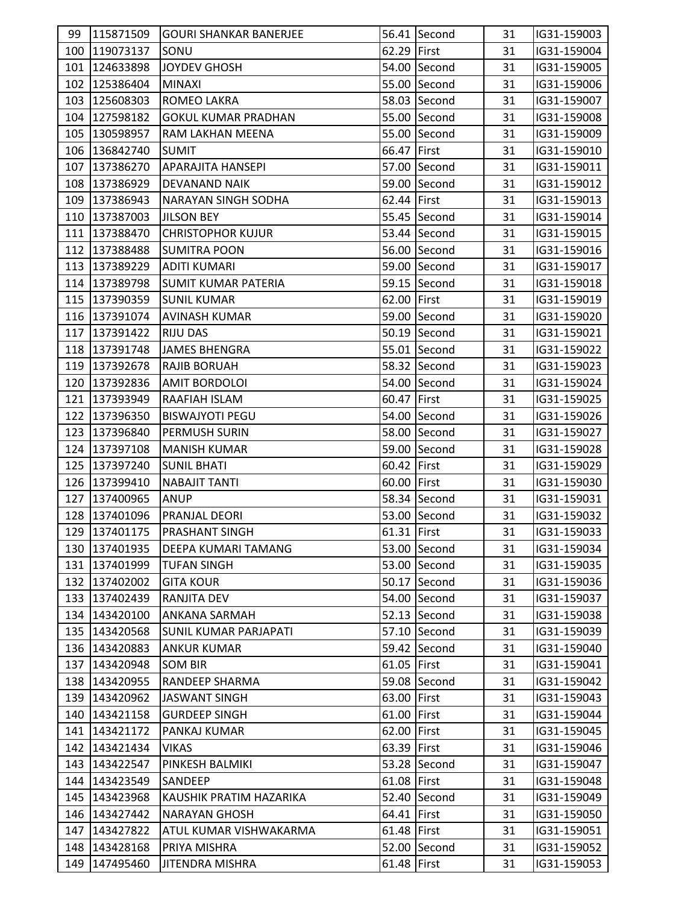| | | | | | | |
|---|---|---|---|---|---|---|
| 99 | 115871509 | GOURI SHANKAR BANERJEE | 56.41 | Second | 31 | IG31-159003 |
| 100 | 119073137 | SONU | 62.29 | First | 31 | IG31-159004 |
| 101 | 124633898 | JOYDEV GHOSH | 54.00 | Second | 31 | IG31-159005 |
| 102 | 125386404 | MINAXI | 55.00 | Second | 31 | IG31-159006 |
| 103 | 125608303 | ROMEO LAKRA | 58.03 | Second | 31 | IG31-159007 |
| 104 | 127598182 | GOKUL KUMAR PRADHAN | 55.00 | Second | 31 | IG31-159008 |
| 105 | 130598957 | RAM LAKHAN MEENA | 55.00 | Second | 31 | IG31-159009 |
| 106 | 136842740 | SUMIT | 66.47 | First | 31 | IG31-159010 |
| 107 | 137386270 | APARAJITA HANSEPI | 57.00 | Second | 31 | IG31-159011 |
| 108 | 137386929 | DEVANAND NAIK | 59.00 | Second | 31 | IG31-159012 |
| 109 | 137386943 | NARAYAN SINGH SODHA | 62.44 | First | 31 | IG31-159013 |
| 110 | 137387003 | JILSON BEY | 55.45 | Second | 31 | IG31-159014 |
| 111 | 137388470 | CHRISTOPHOR KUJUR | 53.44 | Second | 31 | IG31-159015 |
| 112 | 137388488 | SUMITRA POON | 56.00 | Second | 31 | IG31-159016 |
| 113 | 137389229 | ADITI KUMARI | 59.00 | Second | 31 | IG31-159017 |
| 114 | 137389798 | SUMIT KUMAR PATERIA | 59.15 | Second | 31 | IG31-159018 |
| 115 | 137390359 | SUNIL KUMAR | 62.00 | First | 31 | IG31-159019 |
| 116 | 137391074 | AVINASH KUMAR | 59.00 | Second | 31 | IG31-159020 |
| 117 | 137391422 | RIJU DAS | 50.19 | Second | 31 | IG31-159021 |
| 118 | 137391748 | JAMES BHENGRA | 55.01 | Second | 31 | IG31-159022 |
| 119 | 137392678 | RAJIB BORUAH | 58.32 | Second | 31 | IG31-159023 |
| 120 | 137392836 | AMIT BORDOLOI | 54.00 | Second | 31 | IG31-159024 |
| 121 | 137393949 | RAAFIAH ISLAM | 60.47 | First | 31 | IG31-159025 |
| 122 | 137396350 | BISWAJYOTI PEGU | 54.00 | Second | 31 | IG31-159026 |
| 123 | 137396840 | PERMUSH SURIN | 58.00 | Second | 31 | IG31-159027 |
| 124 | 137397108 | MANISH KUMAR | 59.00 | Second | 31 | IG31-159028 |
| 125 | 137397240 | SUNIL BHATI | 60.42 | First | 31 | IG31-159029 |
| 126 | 137399410 | NABAJIT TANTI | 60.00 | First | 31 | IG31-159030 |
| 127 | 137400965 | ANUP | 58.34 | Second | 31 | IG31-159031 |
| 128 | 137401096 | PRANJAL DEORI | 53.00 | Second | 31 | IG31-159032 |
| 129 | 137401175 | PRASHANT SINGH | 61.31 | First | 31 | IG31-159033 |
| 130 | 137401935 | DEEPA KUMARI TAMANG | 53.00 | Second | 31 | IG31-159034 |
| 131 | 137401999 | TUFAN SINGH | 53.00 | Second | 31 | IG31-159035 |
| 132 | 137402002 | GITA KOUR | 50.17 | Second | 31 | IG31-159036 |
| 133 | 137402439 | RANJITA DEV | 54.00 | Second | 31 | IG31-159037 |
| 134 | 143420100 | ANKANA SARMAH | 52.13 | Second | 31 | IG31-159038 |
| 135 | 143420568 | SUNIL KUMAR PARJAPATI | 57.10 | Second | 31 | IG31-159039 |
| 136 | 143420883 | ANKUR KUMAR | 59.42 | Second | 31 | IG31-159040 |
| 137 | 143420948 | SOM BIR | 61.05 | First | 31 | IG31-159041 |
| 138 | 143420955 | RANDEEP SHARMA | 59.08 | Second | 31 | IG31-159042 |
| 139 | 143420962 | JASWANT SINGH | 63.00 | First | 31 | IG31-159043 |
| 140 | 143421158 | GURDEEP SINGH | 61.00 | First | 31 | IG31-159044 |
| 141 | 143421172 | PANKAJ KUMAR | 62.00 | First | 31 | IG31-159045 |
| 142 | 143421434 | VIKAS | 63.39 | First | 31 | IG31-159046 |
| 143 | 143422547 | PINKESH BALMIKI | 53.28 | Second | 31 | IG31-159047 |
| 144 | 143423549 | SANDEEP | 61.08 | First | 31 | IG31-159048 |
| 145 | 143423968 | KAUSHIK PRATIM HAZARIKA | 52.40 | Second | 31 | IG31-159049 |
| 146 | 143427442 | NARAYAN GHOSH | 64.41 | First | 31 | IG31-159050 |
| 147 | 143427822 | ATUL KUMAR VISHWAKARMA | 61.48 | First | 31 | IG31-159051 |
| 148 | 143428168 | PRIYA MISHRA | 52.00 | Second | 31 | IG31-159052 |
| 149 | 147495460 | JITENDRA MISHRA | 61.48 | First | 31 | IG31-159053 |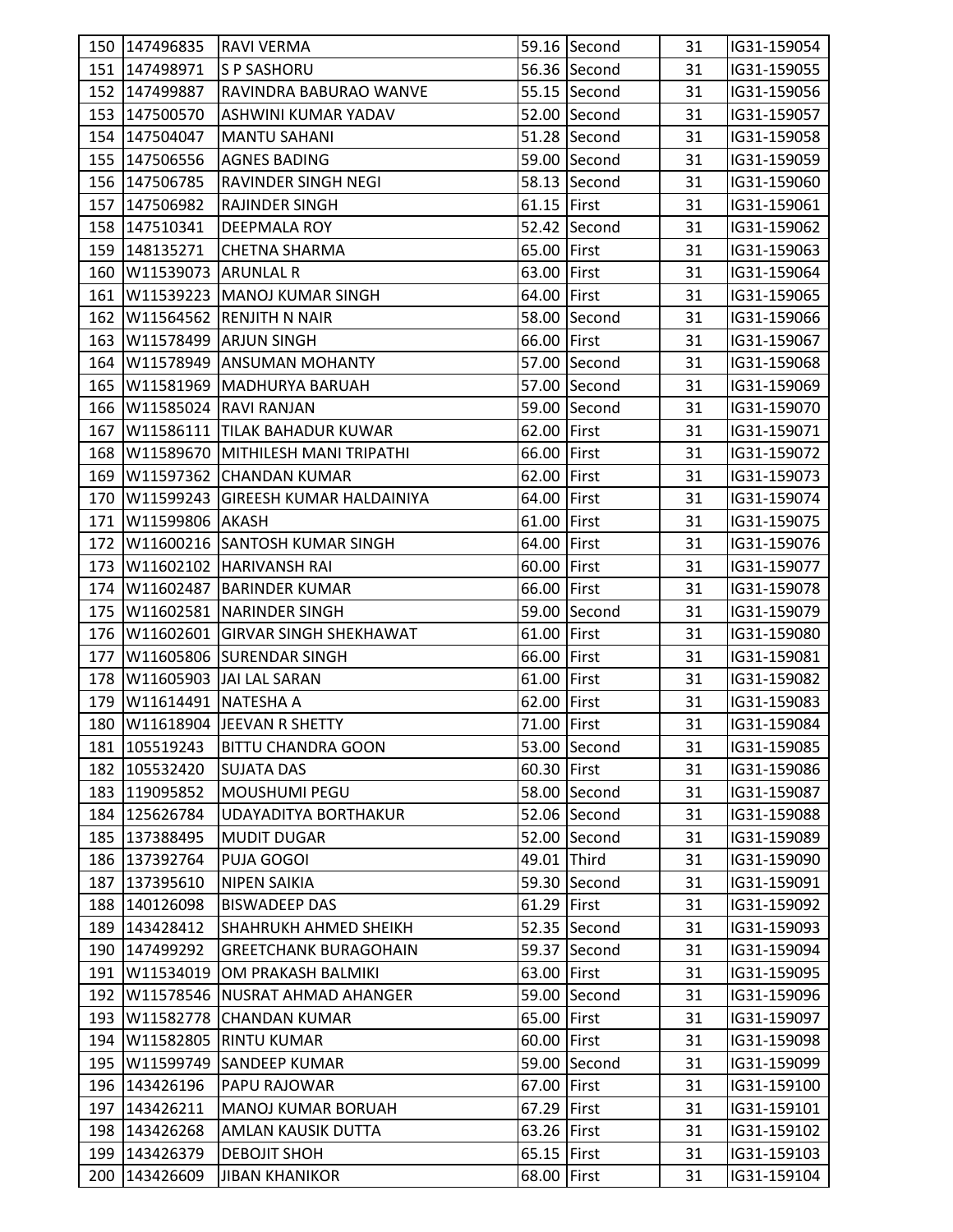| 150 | 147496835 | RAVI VERMA | 59.16 | Second | 31 | IG31-159054 |
|---|---|---|---|---|---|---|
| 151 | 147498971 | S P SASHORU | 56.36 | Second | 31 | IG31-159055 |
| 152 | 147499887 | RAVINDRA BABURAO WANVE | 55.15 | Second | 31 | IG31-159056 |
| 153 | 147500570 | ASHWINI KUMAR YADAV | 52.00 | Second | 31 | IG31-159057 |
| 154 | 147504047 | MANTU SAHANI | 51.28 | Second | 31 | IG31-159058 |
| 155 | 147506556 | AGNES BADING | 59.00 | Second | 31 | IG31-159059 |
| 156 | 147506785 | RAVINDER SINGH NEGI | 58.13 | Second | 31 | IG31-159060 |
| 157 | 147506982 | RAJINDER SINGH | 61.15 | First | 31 | IG31-159061 |
| 158 | 147510341 | DEEPMALA ROY | 52.42 | Second | 31 | IG31-159062 |
| 159 | 148135271 | CHETNA SHARMA | 65.00 | First | 31 | IG31-159063 |
| 160 | W11539073 | ARUNLAL R | 63.00 | First | 31 | IG31-159064 |
| 161 | W11539223 | MANOJ KUMAR SINGH | 64.00 | First | 31 | IG31-159065 |
| 162 | W11564562 | RENJITH N NAIR | 58.00 | Second | 31 | IG31-159066 |
| 163 | W11578499 | ARJUN SINGH | 66.00 | First | 31 | IG31-159067 |
| 164 | W11578949 | ANSUMAN MOHANTY | 57.00 | Second | 31 | IG31-159068 |
| 165 | W11581969 | MADHURYA BARUAH | 57.00 | Second | 31 | IG31-159069 |
| 166 | W11585024 | RAVI RANJAN | 59.00 | Second | 31 | IG31-159070 |
| 167 | W11586111 | TILAK BAHADUR KUWAR | 62.00 | First | 31 | IG31-159071 |
| 168 | W11589670 | MITHILESH MANI TRIPATHI | 66.00 | First | 31 | IG31-159072 |
| 169 | W11597362 | CHANDAN KUMAR | 62.00 | First | 31 | IG31-159073 |
| 170 | W11599243 | GIREESH KUMAR HALDAINIYA | 64.00 | First | 31 | IG31-159074 |
| 171 | W11599806 | AKASH | 61.00 | First | 31 | IG31-159075 |
| 172 | W11600216 | SANTOSH KUMAR SINGH | 64.00 | First | 31 | IG31-159076 |
| 173 | W11602102 | HARIVANSH RAI | 60.00 | First | 31 | IG31-159077 |
| 174 | W11602487 | BARINDER KUMAR | 66.00 | First | 31 | IG31-159078 |
| 175 | W11602581 | NARINDER SINGH | 59.00 | Second | 31 | IG31-159079 |
| 176 | W11602601 | GIRVAR SINGH SHEKHAWAT | 61.00 | First | 31 | IG31-159080 |
| 177 | W11605806 | SURENDAR SINGH | 66.00 | First | 31 | IG31-159081 |
| 178 | W11605903 | JAI LAL SARAN | 61.00 | First | 31 | IG31-159082 |
| 179 | W11614491 | NATESHA A | 62.00 | First | 31 | IG31-159083 |
| 180 | W11618904 | JEEVAN R SHETTY | 71.00 | First | 31 | IG31-159084 |
| 181 | 105519243 | BITTU CHANDRA GOON | 53.00 | Second | 31 | IG31-159085 |
| 182 | 105532420 | SUJATA DAS | 60.30 | First | 31 | IG31-159086 |
| 183 | 119095852 | MOUSHUMI PEGU | 58.00 | Second | 31 | IG31-159087 |
| 184 | 125626784 | UDAYADITYA BORTHAKUR | 52.06 | Second | 31 | IG31-159088 |
| 185 | 137388495 | MUDIT DUGAR | 52.00 | Second | 31 | IG31-159089 |
| 186 | 137392764 | PUJA GOGOI | 49.01 | Third | 31 | IG31-159090 |
| 187 | 137395610 | NIPEN SAIKIA | 59.30 | Second | 31 | IG31-159091 |
| 188 | 140126098 | BISWADEEP DAS | 61.29 | First | 31 | IG31-159092 |
| 189 | 143428412 | SHAHRUKH AHMED SHEIKH | 52.35 | Second | 31 | IG31-159093 |
| 190 | 147499292 | GREETCHANK BURAGOHAIN | 59.37 | Second | 31 | IG31-159094 |
| 191 | W11534019 | OM PRAKASH BALMIKI | 63.00 | First | 31 | IG31-159095 |
| 192 | W11578546 | NUSRAT AHMAD AHANGER | 59.00 | Second | 31 | IG31-159096 |
| 193 | W11582778 | CHANDAN KUMAR | 65.00 | First | 31 | IG31-159097 |
| 194 | W11582805 | RINTU KUMAR | 60.00 | First | 31 | IG31-159098 |
| 195 | W11599749 | SANDEEP KUMAR | 59.00 | Second | 31 | IG31-159099 |
| 196 | 143426196 | PAPU RAJOWAR | 67.00 | First | 31 | IG31-159100 |
| 197 | 143426211 | MANOJ KUMAR BORUAH | 67.29 | First | 31 | IG31-159101 |
| 198 | 143426268 | AMLAN KAUSIK DUTTA | 63.26 | First | 31 | IG31-159102 |
| 199 | 143426379 | DEBOJIT SHOH | 65.15 | First | 31 | IG31-159103 |
| 200 | 143426609 | JIBAN KHANIKOR | 68.00 | First | 31 | IG31-159104 |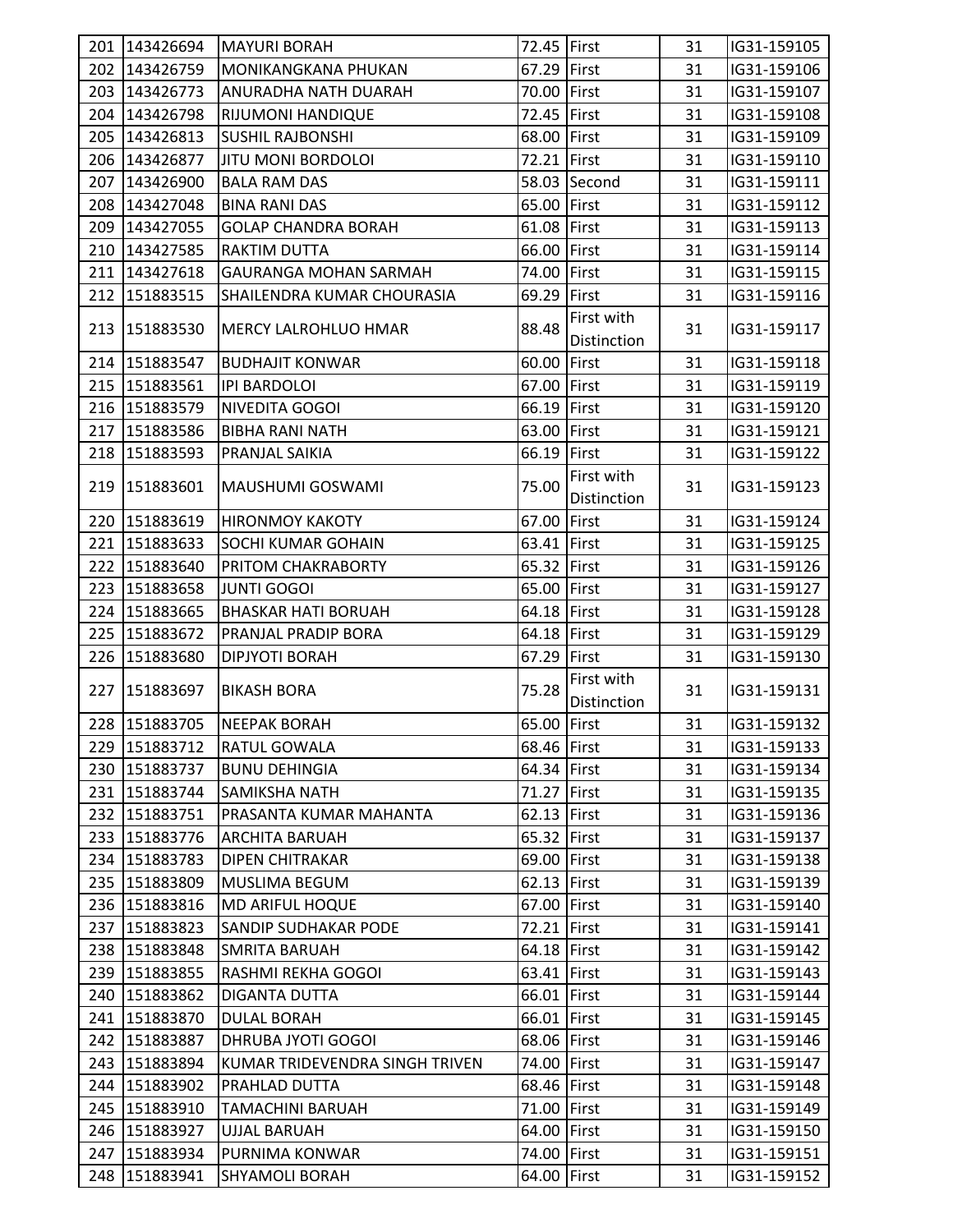| | | | | | | |
|---|---|---|---|---|---|---|
| 201 | 143426694 | MAYURI BORAH | 72.45 | First | 31 | IG31-159105 |
| 202 | 143426759 | MONIKANGKANA PHUKAN | 67.29 | First | 31 | IG31-159106 |
| 203 | 143426773 | ANURADHA NATH DUARAH | 70.00 | First | 31 | IG31-159107 |
| 204 | 143426798 | RIJUMONI HANDIQUE | 72.45 | First | 31 | IG31-159108 |
| 205 | 143426813 | SUSHIL RAJBONSHI | 68.00 | First | 31 | IG31-159109 |
| 206 | 143426877 | JITU MONI BORDOLOI | 72.21 | First | 31 | IG31-159110 |
| 207 | 143426900 | BALA RAM DAS | 58.03 | Second | 31 | IG31-159111 |
| 208 | 143427048 | BINA RANI DAS | 65.00 | First | 31 | IG31-159112 |
| 209 | 143427055 | GOLAP CHANDRA BORAH | 61.08 | First | 31 | IG31-159113 |
| 210 | 143427585 | RAKTIM DUTTA | 66.00 | First | 31 | IG31-159114 |
| 211 | 143427618 | GAURANGA MOHAN SARMAH | 74.00 | First | 31 | IG31-159115 |
| 212 | 151883515 | SHAILENDRA KUMAR CHOURASIA | 69.29 | First | 31 | IG31-159116 |
| 213 | 151883530 | MERCY LALROHLUO HMAR | 88.48 | First with Distinction | 31 | IG31-159117 |
| 214 | 151883547 | BUDHAJIT KONWAR | 60.00 | First | 31 | IG31-159118 |
| 215 | 151883561 | IPI BARDOLOI | 67.00 | First | 31 | IG31-159119 |
| 216 | 151883579 | NIVEDITA GOGOI | 66.19 | First | 31 | IG31-159120 |
| 217 | 151883586 | BIBHA RANI NATH | 63.00 | First | 31 | IG31-159121 |
| 218 | 151883593 | PRANJAL SAIKIA | 66.19 | First | 31 | IG31-159122 |
| 219 | 151883601 | MAUSHUMI GOSWAMI | 75.00 | First with Distinction | 31 | IG31-159123 |
| 220 | 151883619 | HIRONMOY KAKOTY | 67.00 | First | 31 | IG31-159124 |
| 221 | 151883633 | SOCHI KUMAR GOHAIN | 63.41 | First | 31 | IG31-159125 |
| 222 | 151883640 | PRITOM CHAKRABORTY | 65.32 | First | 31 | IG31-159126 |
| 223 | 151883658 | JUNTI GOGOI | 65.00 | First | 31 | IG31-159127 |
| 224 | 151883665 | BHASKAR HATI BORUAH | 64.18 | First | 31 | IG31-159128 |
| 225 | 151883672 | PRANJAL PRADIP BORA | 64.18 | First | 31 | IG31-159129 |
| 226 | 151883680 | DIPJYOTI BORAH | 67.29 | First | 31 | IG31-159130 |
| 227 | 151883697 | BIKASH BORA | 75.28 | First with Distinction | 31 | IG31-159131 |
| 228 | 151883705 | NEEPAK BORAH | 65.00 | First | 31 | IG31-159132 |
| 229 | 151883712 | RATUL GOWALA | 68.46 | First | 31 | IG31-159133 |
| 230 | 151883737 | BUNU DEHINGIA | 64.34 | First | 31 | IG31-159134 |
| 231 | 151883744 | SAMIKSHA NATH | 71.27 | First | 31 | IG31-159135 |
| 232 | 151883751 | PRASANTA KUMAR MAHANTA | 62.13 | First | 31 | IG31-159136 |
| 233 | 151883776 | ARCHITA BARUAH | 65.32 | First | 31 | IG31-159137 |
| 234 | 151883783 | DIPEN CHITRAKAR | 69.00 | First | 31 | IG31-159138 |
| 235 | 151883809 | MUSLIMA BEGUM | 62.13 | First | 31 | IG31-159139 |
| 236 | 151883816 | MD ARIFUL HOQUE | 67.00 | First | 31 | IG31-159140 |
| 237 | 151883823 | SANDIP SUDHAKAR PODE | 72.21 | First | 31 | IG31-159141 |
| 238 | 151883848 | SMRITA BARUAH | 64.18 | First | 31 | IG31-159142 |
| 239 | 151883855 | RASHMI REKHA GOGOI | 63.41 | First | 31 | IG31-159143 |
| 240 | 151883862 | DIGANTA DUTTA | 66.01 | First | 31 | IG31-159144 |
| 241 | 151883870 | DULAL BORAH | 66.01 | First | 31 | IG31-159145 |
| 242 | 151883887 | DHRUBA JYOTI GOGOI | 68.06 | First | 31 | IG31-159146 |
| 243 | 151883894 | KUMAR TRIDEVENDRA SINGH TRIVEN | 74.00 | First | 31 | IG31-159147 |
| 244 | 151883902 | PRAHLAD DUTTA | 68.46 | First | 31 | IG31-159148 |
| 245 | 151883910 | TAMACHINI BARUAH | 71.00 | First | 31 | IG31-159149 |
| 246 | 151883927 | UJJAL BARUAH | 64.00 | First | 31 | IG31-159150 |
| 247 | 151883934 | PURNIMA KONWAR | 74.00 | First | 31 | IG31-159151 |
| 248 | 151883941 | SHYAMOLI BORAH | 64.00 | First | 31 | IG31-159152 |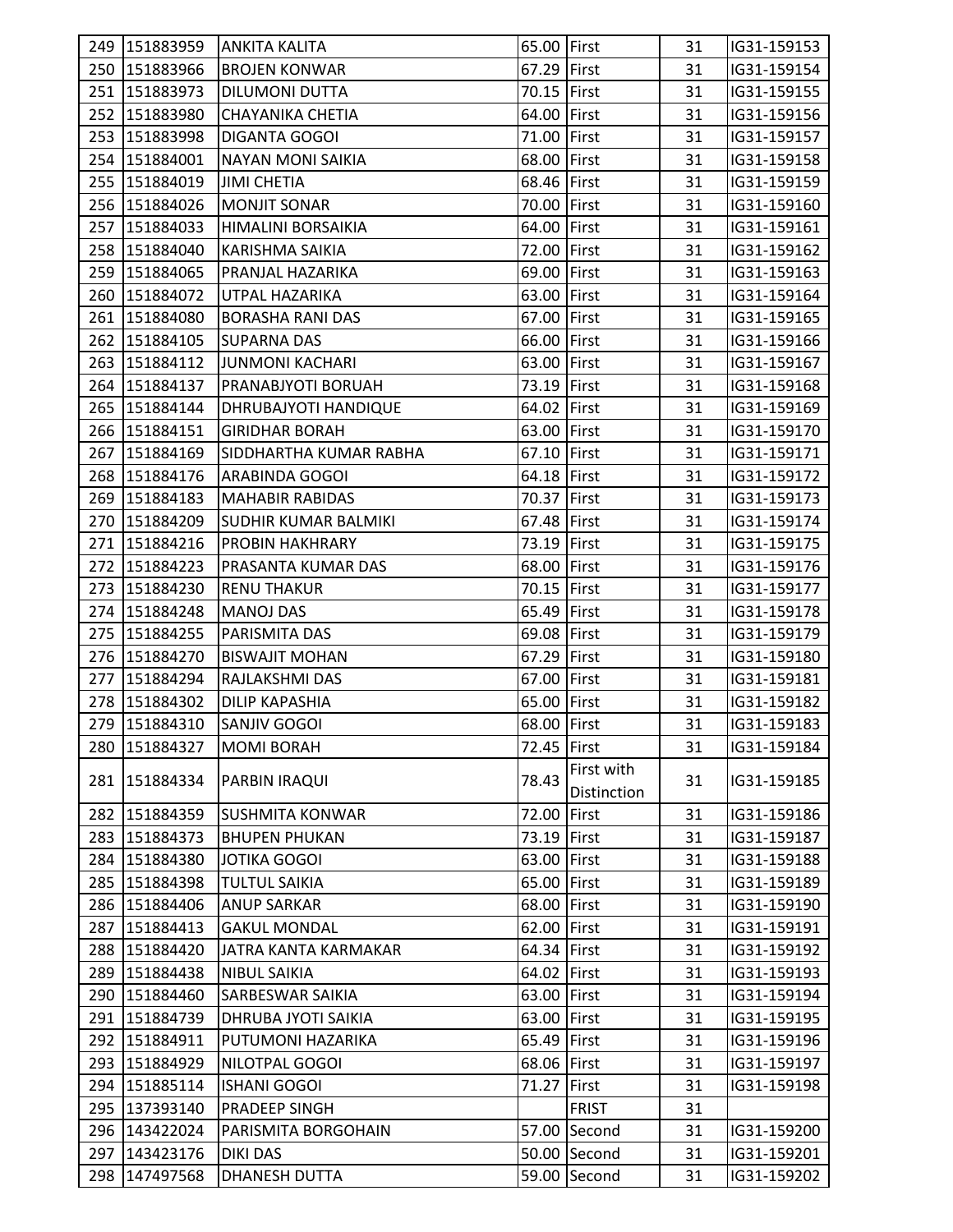| 249 | 151883959 | ANKITA KALITA | 65.00 | First | 31 | IG31-159153 |
|---|---|---|---|---|---|---|
| 250 | 151883966 | BROJEN KONWAR | 67.29 | First | 31 | IG31-159154 |
| 251 | 151883973 | DILUMONI DUTTA | 70.15 | First | 31 | IG31-159155 |
| 252 | 151883980 | CHAYANIKA CHETIA | 64.00 | First | 31 | IG31-159156 |
| 253 | 151883998 | DIGANTA GOGOI | 71.00 | First | 31 | IG31-159157 |
| 254 | 151884001 | NAYAN MONI SAIKIA | 68.00 | First | 31 | IG31-159158 |
| 255 | 151884019 | JIMI CHETIA | 68.46 | First | 31 | IG31-159159 |
| 256 | 151884026 | MONJIT SONAR | 70.00 | First | 31 | IG31-159160 |
| 257 | 151884033 | HIMALINI BORSAIKIA | 64.00 | First | 31 | IG31-159161 |
| 258 | 151884040 | KARISHMA SAIKIA | 72.00 | First | 31 | IG31-159162 |
| 259 | 151884065 | PRANJAL HAZARIKA | 69.00 | First | 31 | IG31-159163 |
| 260 | 151884072 | UTPAL HAZARIKA | 63.00 | First | 31 | IG31-159164 |
| 261 | 151884080 | BORASHA RANI DAS | 67.00 | First | 31 | IG31-159165 |
| 262 | 151884105 | SUPARNA DAS | 66.00 | First | 31 | IG31-159166 |
| 263 | 151884112 | JUNMONI KACHARI | 63.00 | First | 31 | IG31-159167 |
| 264 | 151884137 | PRANABJYOTI BORUAH | 73.19 | First | 31 | IG31-159168 |
| 265 | 151884144 | DHRUBAJYOTI HANDIQUE | 64.02 | First | 31 | IG31-159169 |
| 266 | 151884151 | GIRIDHAR BORAH | 63.00 | First | 31 | IG31-159170 |
| 267 | 151884169 | SIDDHARTHA KUMAR RABHA | 67.10 | First | 31 | IG31-159171 |
| 268 | 151884176 | ARABINDA GOGOI | 64.18 | First | 31 | IG31-159172 |
| 269 | 151884183 | MAHABIR RABIDAS | 70.37 | First | 31 | IG31-159173 |
| 270 | 151884209 | SUDHIR KUMAR BALMIKI | 67.48 | First | 31 | IG31-159174 |
| 271 | 151884216 | PROBIN HAKHRARY | 73.19 | First | 31 | IG31-159175 |
| 272 | 151884223 | PRASANTA KUMAR DAS | 68.00 | First | 31 | IG31-159176 |
| 273 | 151884230 | RENU THAKUR | 70.15 | First | 31 | IG31-159177 |
| 274 | 151884248 | MANOJ DAS | 65.49 | First | 31 | IG31-159178 |
| 275 | 151884255 | PARISMITA DAS | 69.08 | First | 31 | IG31-159179 |
| 276 | 151884270 | BISWAJIT MOHAN | 67.29 | First | 31 | IG31-159180 |
| 277 | 151884294 | RAJLAKSHMI DAS | 67.00 | First | 31 | IG31-159181 |
| 278 | 151884302 | DILIP KAPASHIA | 65.00 | First | 31 | IG31-159182 |
| 279 | 151884310 | SANJIV GOGOI | 68.00 | First | 31 | IG31-159183 |
| 280 | 151884327 | MOMI BORAH | 72.45 | First | 31 | IG31-159184 |
| 281 | 151884334 | PARBIN IRAQUI | 78.43 | First with Distinction | 31 | IG31-159185 |
| 282 | 151884359 | SUSHMITA KONWAR | 72.00 | First | 31 | IG31-159186 |
| 283 | 151884373 | BHUPEN PHUKAN | 73.19 | First | 31 | IG31-159187 |
| 284 | 151884380 | JOTIKA GOGOI | 63.00 | First | 31 | IG31-159188 |
| 285 | 151884398 | TULTUL SAIKIA | 65.00 | First | 31 | IG31-159189 |
| 286 | 151884406 | ANUP SARKAR | 68.00 | First | 31 | IG31-159190 |
| 287 | 151884413 | GAKUL MONDAL | 62.00 | First | 31 | IG31-159191 |
| 288 | 151884420 | JATRA KANTA KARMAKAR | 64.34 | First | 31 | IG31-159192 |
| 289 | 151884438 | NIBUL SAIKIA | 64.02 | First | 31 | IG31-159193 |
| 290 | 151884460 | SARBESWAR SAIKIA | 63.00 | First | 31 | IG31-159194 |
| 291 | 151884739 | DHRUBA JYOTI SAIKIA | 63.00 | First | 31 | IG31-159195 |
| 292 | 151884911 | PUTUMONI HAZARIKA | 65.49 | First | 31 | IG31-159196 |
| 293 | 151884929 | NILOTPAL GOGOI | 68.06 | First | 31 | IG31-159197 |
| 294 | 151885114 | ISHANI GOGOI | 71.27 | First | 31 | IG31-159198 |
| 295 | 137393140 | PRADEEP SINGH | | FRIST | 31 | |
| 296 | 143422024 | PARISMITA BORGOHAIN | 57.00 | Second | 31 | IG31-159200 |
| 297 | 143423176 | DIKI DAS | 50.00 | Second | 31 | IG31-159201 |
| 298 | 147497568 | DHANESH DUTTA | 59.00 | Second | 31 | IG31-159202 |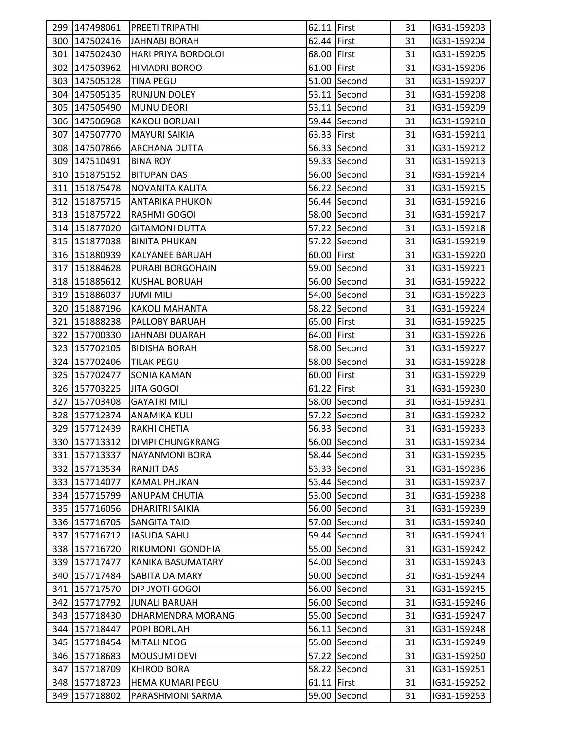| | | | | | | |
|---|---|---|---|---|---|---|
| 299 | 147498061 | PREETI TRIPATHI | 62.11 | First | 31 | IG31-159203 |
| 300 | 147502416 | JAHNABI BORAH | 62.44 | First | 31 | IG31-159204 |
| 301 | 147502430 | HARI PRIYA BORDOLOI | 68.00 | First | 31 | IG31-159205 |
| 302 | 147503962 | HIMADRI BOROO | 61.00 | First | 31 | IG31-159206 |
| 303 | 147505128 | TINA PEGU | 51.00 | Second | 31 | IG31-159207 |
| 304 | 147505135 | RUNJUN DOLEY | 53.11 | Second | 31 | IG31-159208 |
| 305 | 147505490 | MUNU DEORI | 53.11 | Second | 31 | IG31-159209 |
| 306 | 147506968 | KAKOLI BORUAH | 59.44 | Second | 31 | IG31-159210 |
| 307 | 147507770 | MAYURI SAIKIA | 63.33 | First | 31 | IG31-159211 |
| 308 | 147507866 | ARCHANA DUTTA | 56.33 | Second | 31 | IG31-159212 |
| 309 | 147510491 | BINA ROY | 59.33 | Second | 31 | IG31-159213 |
| 310 | 151875152 | BITUPAN DAS | 56.00 | Second | 31 | IG31-159214 |
| 311 | 151875478 | NOVANITA KALITA | 56.22 | Second | 31 | IG31-159215 |
| 312 | 151875715 | ANTARIKA PHUKON | 56.44 | Second | 31 | IG31-159216 |
| 313 | 151875722 | RASHMI GOGOI | 58.00 | Second | 31 | IG31-159217 |
| 314 | 151877020 | GITAMONI DUTTA | 57.22 | Second | 31 | IG31-159218 |
| 315 | 151877038 | BINITA PHUKAN | 57.22 | Second | 31 | IG31-159219 |
| 316 | 151880939 | KALYANEE BARUAH | 60.00 | First | 31 | IG31-159220 |
| 317 | 151884628 | PURABI BORGOHAIN | 59.00 | Second | 31 | IG31-159221 |
| 318 | 151885612 | KUSHAL BORUAH | 56.00 | Second | 31 | IG31-159222 |
| 319 | 151886037 | JUMI MILI | 54.00 | Second | 31 | IG31-159223 |
| 320 | 151887196 | KAKOLI MAHANTA | 58.22 | Second | 31 | IG31-159224 |
| 321 | 151888238 | PALLOBY BARUAH | 65.00 | First | 31 | IG31-159225 |
| 322 | 157700330 | JAHNABI DUARAH | 64.00 | First | 31 | IG31-159226 |
| 323 | 157702105 | BIDISHA BORAH | 58.00 | Second | 31 | IG31-159227 |
| 324 | 157702406 | TILAK PEGU | 58.00 | Second | 31 | IG31-159228 |
| 325 | 157702477 | SONIA KAMAN | 60.00 | First | 31 | IG31-159229 |
| 326 | 157703225 | JITA GOGOI | 61.22 | First | 31 | IG31-159230 |
| 327 | 157703408 | GAYATRI MILI | 58.00 | Second | 31 | IG31-159231 |
| 328 | 157712374 | ANAMIKA KULI | 57.22 | Second | 31 | IG31-159232 |
| 329 | 157712439 | RAKHI CHETIA | 56.33 | Second | 31 | IG31-159233 |
| 330 | 157713312 | DIMPI CHUNGKRANG | 56.00 | Second | 31 | IG31-159234 |
| 331 | 157713337 | NAYANMONI BORA | 58.44 | Second | 31 | IG31-159235 |
| 332 | 157713534 | RANJIT DAS | 53.33 | Second | 31 | IG31-159236 |
| 333 | 157714077 | KAMAL PHUKAN | 53.44 | Second | 31 | IG31-159237 |
| 334 | 157715799 | ANUPAM CHUTIA | 53.00 | Second | 31 | IG31-159238 |
| 335 | 157716056 | DHARITRI SAIKIA | 56.00 | Second | 31 | IG31-159239 |
| 336 | 157716705 | SANGITA TAID | 57.00 | Second | 31 | IG31-159240 |
| 337 | 157716712 | JASUDA SAHU | 59.44 | Second | 31 | IG31-159241 |
| 338 | 157716720 | RIKUMONI GONDHIA | 55.00 | Second | 31 | IG31-159242 |
| 339 | 157717477 | KANIKA BASUMATARY | 54.00 | Second | 31 | IG31-159243 |
| 340 | 157717484 | SABITA DAIMARY | 50.00 | Second | 31 | IG31-159244 |
| 341 | 157717570 | DIP JYOTI GOGOI | 56.00 | Second | 31 | IG31-159245 |
| 342 | 157717792 | JUNALI BARUAH | 56.00 | Second | 31 | IG31-159246 |
| 343 | 157718430 | DHARMENDRA MORANG | 55.00 | Second | 31 | IG31-159247 |
| 344 | 157718447 | POPI BORUAH | 56.11 | Second | 31 | IG31-159248 |
| 345 | 157718454 | MITALI NEOG | 55.00 | Second | 31 | IG31-159249 |
| 346 | 157718683 | MOUSUMI DEVI | 57.22 | Second | 31 | IG31-159250 |
| 347 | 157718709 | KHIROD BORA | 58.22 | Second | 31 | IG31-159251 |
| 348 | 157718723 | HEMA KUMARI PEGU | 61.11 | First | 31 | IG31-159252 |
| 349 | 157718802 | PARASHMONI SARMA | 59.00 | Second | 31 | IG31-159253 |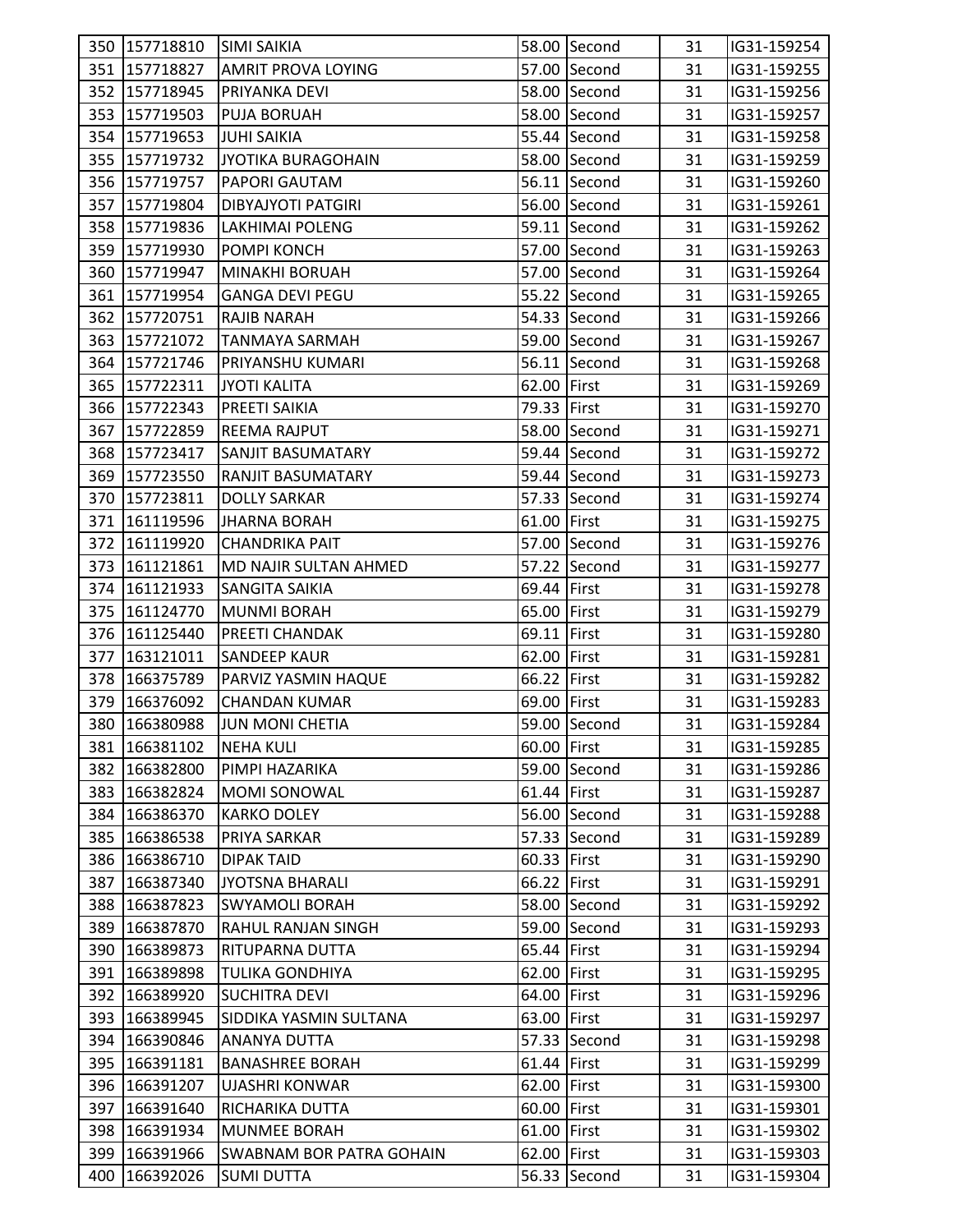| | | | | | | |
|---|---|---|---|---|---|---|
| 350 | 157718810 | SIMI SAIKIA | 58.00 | Second | 31 | IG31-159254 |
| 351 | 157718827 | AMRIT PROVA LOYING | 57.00 | Second | 31 | IG31-159255 |
| 352 | 157718945 | PRIYANKA DEVI | 58.00 | Second | 31 | IG31-159256 |
| 353 | 157719503 | PUJA BORUAH | 58.00 | Second | 31 | IG31-159257 |
| 354 | 157719653 | JUHI SAIKIA | 55.44 | Second | 31 | IG31-159258 |
| 355 | 157719732 | JYOTIKA BURAGOHAIN | 58.00 | Second | 31 | IG31-159259 |
| 356 | 157719757 | PAPORI GAUTAM | 56.11 | Second | 31 | IG31-159260 |
| 357 | 157719804 | DIBYAJYOTI PATGIRI | 56.00 | Second | 31 | IG31-159261 |
| 358 | 157719836 | LAKHIMAI POLENG | 59.11 | Second | 31 | IG31-159262 |
| 359 | 157719930 | POMPI KONCH | 57.00 | Second | 31 | IG31-159263 |
| 360 | 157719947 | MINAKHI BORUAH | 57.00 | Second | 31 | IG31-159264 |
| 361 | 157719954 | GANGA DEVI PEGU | 55.22 | Second | 31 | IG31-159265 |
| 362 | 157720751 | RAJIB NARAH | 54.33 | Second | 31 | IG31-159266 |
| 363 | 157721072 | TANMAYA SARMAH | 59.00 | Second | 31 | IG31-159267 |
| 364 | 157721746 | PRIYANSHU KUMARI | 56.11 | Second | 31 | IG31-159268 |
| 365 | 157722311 | JYOTI KALITA | 62.00 | First | 31 | IG31-159269 |
| 366 | 157722343 | PREETI SAIKIA | 79.33 | First | 31 | IG31-159270 |
| 367 | 157722859 | REEMA RAJPUT | 58.00 | Second | 31 | IG31-159271 |
| 368 | 157723417 | SANJIT BASUMATARY | 59.44 | Second | 31 | IG31-159272 |
| 369 | 157723550 | RANJIT BASUMATARY | 59.44 | Second | 31 | IG31-159273 |
| 370 | 157723811 | DOLLY SARKAR | 57.33 | Second | 31 | IG31-159274 |
| 371 | 161119596 | JHARNA BORAH | 61.00 | First | 31 | IG31-159275 |
| 372 | 161119920 | CHANDRIKA PAIT | 57.00 | Second | 31 | IG31-159276 |
| 373 | 161121861 | MD NAJIR SULTAN AHMED | 57.22 | Second | 31 | IG31-159277 |
| 374 | 161121933 | SANGITA SAIKIA | 69.44 | First | 31 | IG31-159278 |
| 375 | 161124770 | MUNMI BORAH | 65.00 | First | 31 | IG31-159279 |
| 376 | 161125440 | PREETI CHANDAK | 69.11 | First | 31 | IG31-159280 |
| 377 | 163121011 | SANDEEP KAUR | 62.00 | First | 31 | IG31-159281 |
| 378 | 166375789 | PARVIZ YASMIN HAQUE | 66.22 | First | 31 | IG31-159282 |
| 379 | 166376092 | CHANDAN KUMAR | 69.00 | First | 31 | IG31-159283 |
| 380 | 166380988 | JUN MONI CHETIA | 59.00 | Second | 31 | IG31-159284 |
| 381 | 166381102 | NEHA KULI | 60.00 | First | 31 | IG31-159285 |
| 382 | 166382800 | PIMPI HAZARIKA | 59.00 | Second | 31 | IG31-159286 |
| 383 | 166382824 | MOMI SONOWAL | 61.44 | First | 31 | IG31-159287 |
| 384 | 166386370 | KARKO DOLEY | 56.00 | Second | 31 | IG31-159288 |
| 385 | 166386538 | PRIYA SARKAR | 57.33 | Second | 31 | IG31-159289 |
| 386 | 166386710 | DIPAK TAID | 60.33 | First | 31 | IG31-159290 |
| 387 | 166387340 | JYOTSNA BHARALI | 66.22 | First | 31 | IG31-159291 |
| 388 | 166387823 | SWYAMOLI BORAH | 58.00 | Second | 31 | IG31-159292 |
| 389 | 166387870 | RAHUL RANJAN SINGH | 59.00 | Second | 31 | IG31-159293 |
| 390 | 166389873 | RITUPARNA DUTTA | 65.44 | First | 31 | IG31-159294 |
| 391 | 166389898 | TULIKA GONDHIYA | 62.00 | First | 31 | IG31-159295 |
| 392 | 166389920 | SUCHITRA DEVI | 64.00 | First | 31 | IG31-159296 |
| 393 | 166389945 | SIDDIKA YASMIN SULTANA | 63.00 | First | 31 | IG31-159297 |
| 394 | 166390846 | ANANYA DUTTA | 57.33 | Second | 31 | IG31-159298 |
| 395 | 166391181 | BANASHREE BORAH | 61.44 | First | 31 | IG31-159299 |
| 396 | 166391207 | UJASHRI KONWAR | 62.00 | First | 31 | IG31-159300 |
| 397 | 166391640 | RICHARIKA DUTTA | 60.00 | First | 31 | IG31-159301 |
| 398 | 166391934 | MUNMEE BORAH | 61.00 | First | 31 | IG31-159302 |
| 399 | 166391966 | SWABNAM BOR PATRA GOHAIN | 62.00 | First | 31 | IG31-159303 |
| 400 | 166392026 | SUMI DUTTA | 56.33 | Second | 31 | IG31-159304 |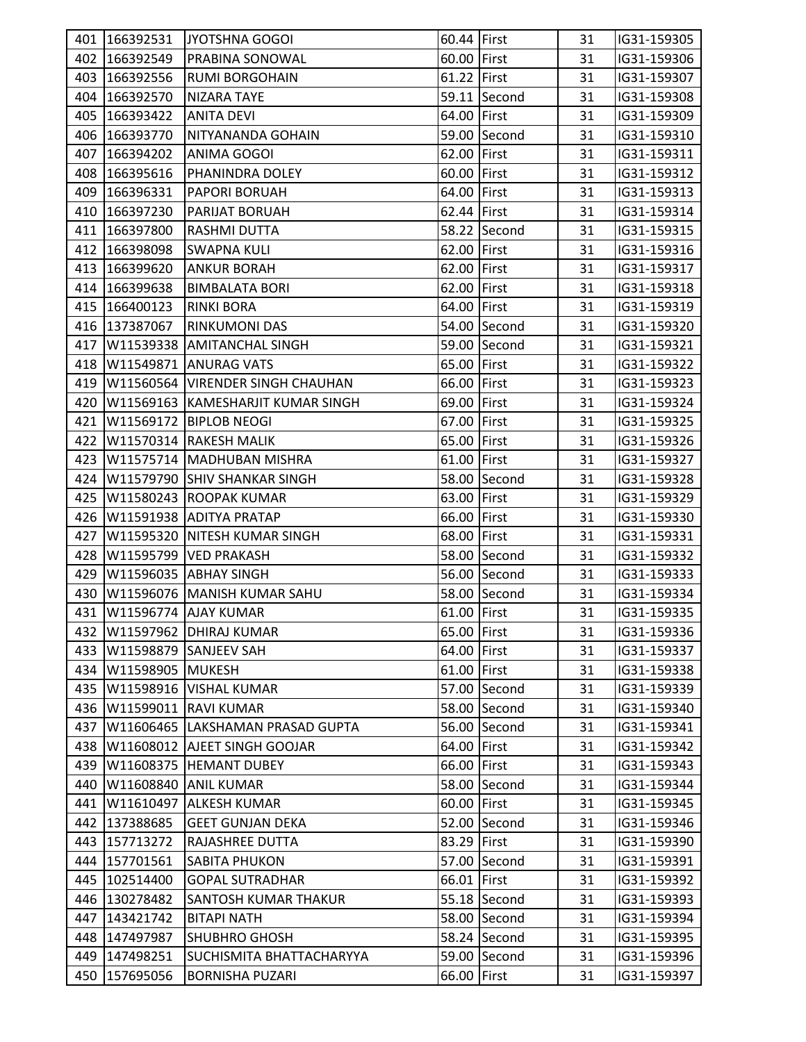| | | | | | | |
|---|---|---|---|---|---|---|
| 401 | 166392531 | JYOTSHNA GOGOI | 60.44 | First | 31 | IG31-159305 |
| 402 | 166392549 | PRABINA SONOWAL | 60.00 | First | 31 | IG31-159306 |
| 403 | 166392556 | RUMI BORGOHAIN | 61.22 | First | 31 | IG31-159307 |
| 404 | 166392570 | NIZARA TAYE | 59.11 | Second | 31 | IG31-159308 |
| 405 | 166393422 | ANITA DEVI | 64.00 | First | 31 | IG31-159309 |
| 406 | 166393770 | NITYANANDA GOHAIN | 59.00 | Second | 31 | IG31-159310 |
| 407 | 166394202 | ANIMA GOGOI | 62.00 | First | 31 | IG31-159311 |
| 408 | 166395616 | PHANINDRA DOLEY | 60.00 | First | 31 | IG31-159312 |
| 409 | 166396331 | PAPORI BORUAH | 64.00 | First | 31 | IG31-159313 |
| 410 | 166397230 | PARIJAT BORUAH | 62.44 | First | 31 | IG31-159314 |
| 411 | 166397800 | RASHMI DUTTA | 58.22 | Second | 31 | IG31-159315 |
| 412 | 166398098 | SWAPNA KULI | 62.00 | First | 31 | IG31-159316 |
| 413 | 166399620 | ANKUR BORAH | 62.00 | First | 31 | IG31-159317 |
| 414 | 166399638 | BIMBALATA BORI | 62.00 | First | 31 | IG31-159318 |
| 415 | 166400123 | RINKI BORA | 64.00 | First | 31 | IG31-159319 |
| 416 | 137387067 | RINKUMONI DAS | 54.00 | Second | 31 | IG31-159320 |
| 417 | W11539338 | AMITANCHAL SINGH | 59.00 | Second | 31 | IG31-159321 |
| 418 | W11549871 | ANURAG VATS | 65.00 | First | 31 | IG31-159322 |
| 419 | W11560564 | VIRENDER SINGH CHAUHAN | 66.00 | First | 31 | IG31-159323 |
| 420 | W11569163 | KAMESHARJIT KUMAR SINGH | 69.00 | First | 31 | IG31-159324 |
| 421 | W11569172 | BIPLOB NEOGI | 67.00 | First | 31 | IG31-159325 |
| 422 | W11570314 | RAKESH MALIK | 65.00 | First | 31 | IG31-159326 |
| 423 | W11575714 | MADHUBAN MISHRA | 61.00 | First | 31 | IG31-159327 |
| 424 | W11579790 | SHIV SHANKAR SINGH | 58.00 | Second | 31 | IG31-159328 |
| 425 | W11580243 | ROOPAK KUMAR | 63.00 | First | 31 | IG31-159329 |
| 426 | W11591938 | ADITYA PRATAP | 66.00 | First | 31 | IG31-159330 |
| 427 | W11595320 | NITESH KUMAR SINGH | 68.00 | First | 31 | IG31-159331 |
| 428 | W11595799 | VED PRAKASH | 58.00 | Second | 31 | IG31-159332 |
| 429 | W11596035 | ABHAY SINGH | 56.00 | Second | 31 | IG31-159333 |
| 430 | W11596076 | MANISH KUMAR SAHU | 58.00 | Second | 31 | IG31-159334 |
| 431 | W11596774 | AJAY KUMAR | 61.00 | First | 31 | IG31-159335 |
| 432 | W11597962 | DHIRAJ KUMAR | 65.00 | First | 31 | IG31-159336 |
| 433 | W11598879 | SANJEEV SAH | 64.00 | First | 31 | IG31-159337 |
| 434 | W11598905 | MUKESH | 61.00 | First | 31 | IG31-159338 |
| 435 | W11598916 | VISHAL KUMAR | 57.00 | Second | 31 | IG31-159339 |
| 436 | W11599011 | RAVI KUMAR | 58.00 | Second | 31 | IG31-159340 |
| 437 | W11606465 | LAKSHAMAN PRASAD GUPTA | 56.00 | Second | 31 | IG31-159341 |
| 438 | W11608012 | AJEET SINGH GOOJAR | 64.00 | First | 31 | IG31-159342 |
| 439 | W11608375 | HEMANT DUBEY | 66.00 | First | 31 | IG31-159343 |
| 440 | W11608840 | ANIL KUMAR | 58.00 | Second | 31 | IG31-159344 |
| 441 | W11610497 | ALKESH KUMAR | 60.00 | First | 31 | IG31-159345 |
| 442 | 137388685 | GEET GUNJAN DEKA | 52.00 | Second | 31 | IG31-159346 |
| 443 | 157713272 | RAJASHREE DUTTA | 83.29 | First | 31 | IG31-159390 |
| 444 | 157701561 | SABITA PHUKON | 57.00 | Second | 31 | IG31-159391 |
| 445 | 102514400 | GOPAL SUTRADHAR | 66.01 | First | 31 | IG31-159392 |
| 446 | 130278482 | SANTOSH KUMAR THAKUR | 55.18 | Second | 31 | IG31-159393 |
| 447 | 143421742 | BITAPI NATH | 58.00 | Second | 31 | IG31-159394 |
| 448 | 147497987 | SHUBHRO GHOSH | 58.24 | Second | 31 | IG31-159395 |
| 449 | 147498251 | SUCHISMITA BHATTACHARYYA | 59.00 | Second | 31 | IG31-159396 |
| 450 | 157695056 | BORNISHA PUZARI | 66.00 | First | 31 | IG31-159397 |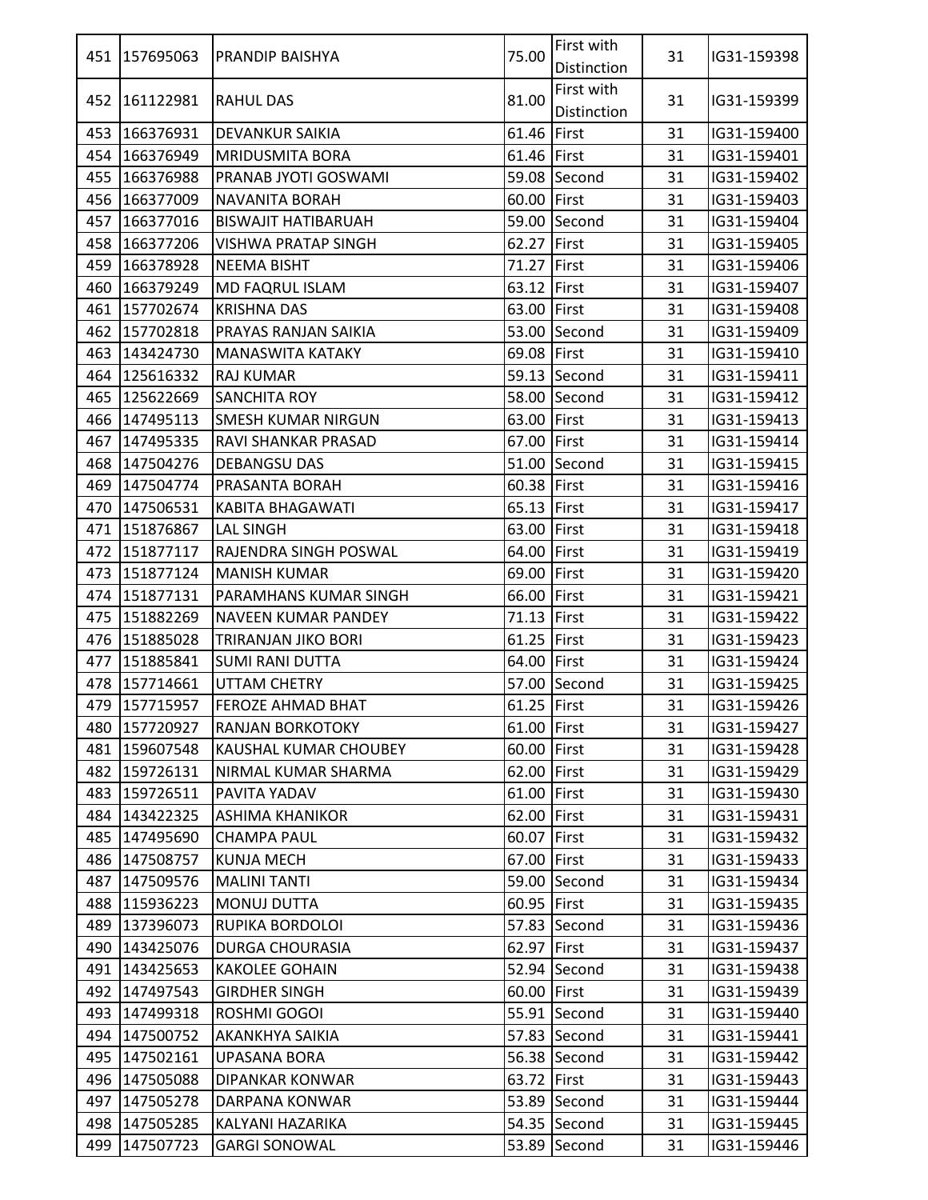| 451 | 157695063 | PRANDIP BAISHYA | 75.00 | First with Distinction | 31 | IG31-159398 |
|---|---|---|---|---|---|---|
| 452 | 161122981 | RAHUL DAS | 81.00 | First with Distinction | 31 | IG31-159399 |
| 453 | 166376931 | DEVANKUR SAIKIA | 61.46 | First | 31 | IG31-159400 |
| 454 | 166376949 | MRIDUSMITA BORA | 61.46 | First | 31 | IG31-159401 |
| 455 | 166376988 | PRANAB JYOTI GOSWAMI | 59.08 | Second | 31 | IG31-159402 |
| 456 | 166377009 | NAVANITA BORAH | 60.00 | First | 31 | IG31-159403 |
| 457 | 166377016 | BISWAJIT HATIBARUAH | 59.00 | Second | 31 | IG31-159404 |
| 458 | 166377206 | VISHWA PRATAP SINGH | 62.27 | First | 31 | IG31-159405 |
| 459 | 166378928 | NEEMA BISHT | 71.27 | First | 31 | IG31-159406 |
| 460 | 166379249 | MD FAQRUL ISLAM | 63.12 | First | 31 | IG31-159407 |
| 461 | 157702674 | KRISHNA DAS | 63.00 | First | 31 | IG31-159408 |
| 462 | 157702818 | PRAYAS RANJAN SAIKIA | 53.00 | Second | 31 | IG31-159409 |
| 463 | 143424730 | MANASWITA KATAKY | 69.08 | First | 31 | IG31-159410 |
| 464 | 125616332 | RAJ KUMAR | 59.13 | Second | 31 | IG31-159411 |
| 465 | 125622669 | SANCHITA ROY | 58.00 | Second | 31 | IG31-159412 |
| 466 | 147495113 | SMESH KUMAR NIRGUN | 63.00 | First | 31 | IG31-159413 |
| 467 | 147495335 | RAVI SHANKAR PRASAD | 67.00 | First | 31 | IG31-159414 |
| 468 | 147504276 | DEBANGSU DAS | 51.00 | Second | 31 | IG31-159415 |
| 469 | 147504774 | PRASANTA BORAH | 60.38 | First | 31 | IG31-159416 |
| 470 | 147506531 | KABITA BHAGAWATI | 65.13 | First | 31 | IG31-159417 |
| 471 | 151876867 | LAL SINGH | 63.00 | First | 31 | IG31-159418 |
| 472 | 151877117 | RAJENDRA SINGH POSWAL | 64.00 | First | 31 | IG31-159419 |
| 473 | 151877124 | MANISH KUMAR | 69.00 | First | 31 | IG31-159420 |
| 474 | 151877131 | PARAMHANS KUMAR SINGH | 66.00 | First | 31 | IG31-159421 |
| 475 | 151882269 | NAVEEN KUMAR PANDEY | 71.13 | First | 31 | IG31-159422 |
| 476 | 151885028 | TRIRANJAN JIKO BORI | 61.25 | First | 31 | IG31-159423 |
| 477 | 151885841 | SUMI RANI DUTTA | 64.00 | First | 31 | IG31-159424 |
| 478 | 157714661 | UTTAM CHETRY | 57.00 | Second | 31 | IG31-159425 |
| 479 | 157715957 | FEROZE AHMAD BHAT | 61.25 | First | 31 | IG31-159426 |
| 480 | 157720927 | RANJAN BORKOTOKY | 61.00 | First | 31 | IG31-159427 |
| 481 | 159607548 | KAUSHAL KUMAR CHOUBEY | 60.00 | First | 31 | IG31-159428 |
| 482 | 159726131 | NIRMAL KUMAR SHARMA | 62.00 | First | 31 | IG31-159429 |
| 483 | 159726511 | PAVITA YADAV | 61.00 | First | 31 | IG31-159430 |
| 484 | 143422325 | ASHIMA KHANIKOR | 62.00 | First | 31 | IG31-159431 |
| 485 | 147495690 | CHAMPA PAUL | 60.07 | First | 31 | IG31-159432 |
| 486 | 147508757 | KUNJA MECH | 67.00 | First | 31 | IG31-159433 |
| 487 | 147509576 | MALINI TANTI | 59.00 | Second | 31 | IG31-159434 |
| 488 | 115936223 | MONUJ DUTTA | 60.95 | First | 31 | IG31-159435 |
| 489 | 137396073 | RUPIKA BORDOLOI | 57.83 | Second | 31 | IG31-159436 |
| 490 | 143425076 | DURGA CHOURASIA | 62.97 | First | 31 | IG31-159437 |
| 491 | 143425653 | KAKOLEE GOHAIN | 52.94 | Second | 31 | IG31-159438 |
| 492 | 147497543 | GIRDHER SINGH | 60.00 | First | 31 | IG31-159439 |
| 493 | 147499318 | ROSHMI GOGOI | 55.91 | Second | 31 | IG31-159440 |
| 494 | 147500752 | AKANKHYA SAIKIA | 57.83 | Second | 31 | IG31-159441 |
| 495 | 147502161 | UPASANA BORA | 56.38 | Second | 31 | IG31-159442 |
| 496 | 147505088 | DIPANKAR KONWAR | 63.72 | First | 31 | IG31-159443 |
| 497 | 147505278 | DARPANA KONWAR | 53.89 | Second | 31 | IG31-159444 |
| 498 | 147505285 | KALYANI HAZARIKA | 54.35 | Second | 31 | IG31-159445 |
| 499 | 147507723 | GARGI SONOWAL | 53.89 | Second | 31 | IG31-159446 |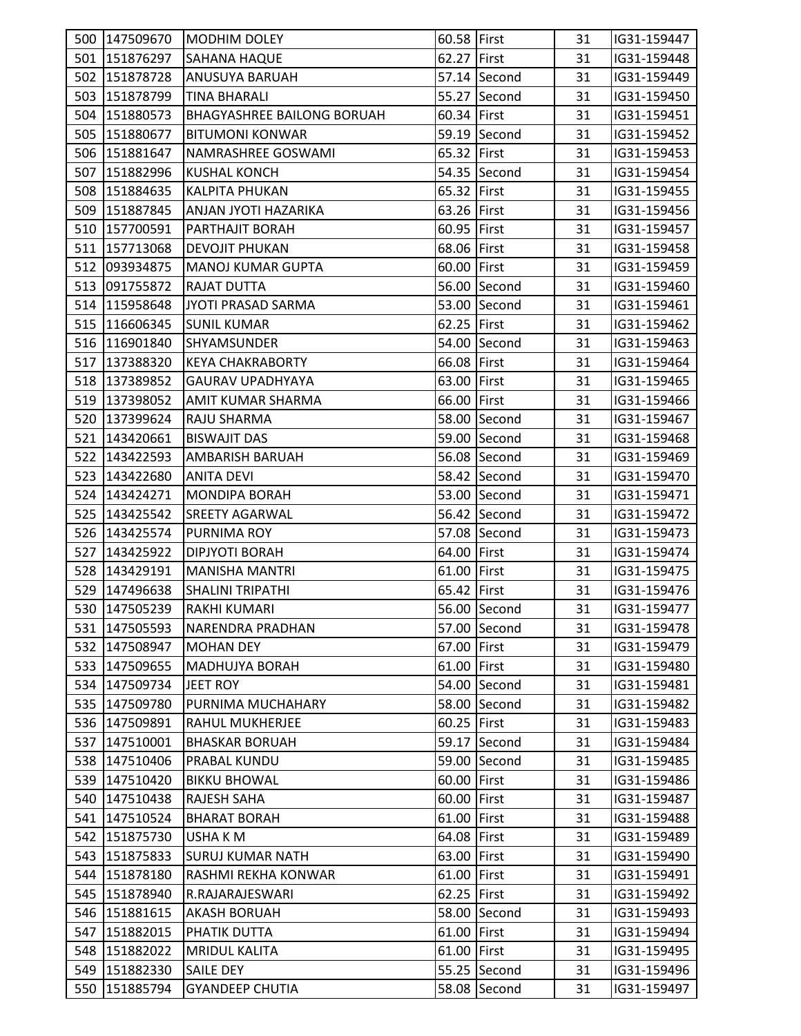| 500 | 147509670 | MODHIM DOLEY | 60.58 | First | 31 | IG31-159447 |
|---|---|---|---|---|---|---|
| 501 | 151876297 | SAHANA HAQUE | 62.27 | First | 31 | IG31-159448 |
| 502 | 151878728 | ANUSUYA BARUAH | 57.14 | Second | 31 | IG31-159449 |
| 503 | 151878799 | TINA BHARALI | 55.27 | Second | 31 | IG31-159450 |
| 504 | 151880573 | BHAGYASHREE BAILONG BORUAH | 60.34 | First | 31 | IG31-159451 |
| 505 | 151880677 | BITUMONI KONWAR | 59.19 | Second | 31 | IG31-159452 |
| 506 | 151881647 | NAMRASHREE GOSWAMI | 65.32 | First | 31 | IG31-159453 |
| 507 | 151882996 | KUSHAL KONCH | 54.35 | Second | 31 | IG31-159454 |
| 508 | 151884635 | KALPITA PHUKAN | 65.32 | First | 31 | IG31-159455 |
| 509 | 151887845 | ANJAN JYOTI HAZARIKA | 63.26 | First | 31 | IG31-159456 |
| 510 | 157700591 | PARTHAJIT BORAH | 60.95 | First | 31 | IG31-159457 |
| 511 | 157713068 | DEVOJIT PHUKAN | 68.06 | First | 31 | IG31-159458 |
| 512 | 093934875 | MANOJ KUMAR GUPTA | 60.00 | First | 31 | IG31-159459 |
| 513 | 091755872 | RAJAT DUTTA | 56.00 | Second | 31 | IG31-159460 |
| 514 | 115958648 | JYOTI PRASAD SARMA | 53.00 | Second | 31 | IG31-159461 |
| 515 | 116606345 | SUNIL KUMAR | 62.25 | First | 31 | IG31-159462 |
| 516 | 116901840 | SHYAMSUNDER | 54.00 | Second | 31 | IG31-159463 |
| 517 | 137388320 | KEYA CHAKRABORTY | 66.08 | First | 31 | IG31-159464 |
| 518 | 137389852 | GAURAV UPADHYAYA | 63.00 | First | 31 | IG31-159465 |
| 519 | 137398052 | AMIT KUMAR SHARMA | 66.00 | First | 31 | IG31-159466 |
| 520 | 137399624 | RAJU SHARMA | 58.00 | Second | 31 | IG31-159467 |
| 521 | 143420661 | BISWAJIT DAS | 59.00 | Second | 31 | IG31-159468 |
| 522 | 143422593 | AMBARISH BARUAH | 56.08 | Second | 31 | IG31-159469 |
| 523 | 143422680 | ANITA DEVI | 58.42 | Second | 31 | IG31-159470 |
| 524 | 143424271 | MONDIPA BORAH | 53.00 | Second | 31 | IG31-159471 |
| 525 | 143425542 | SREETY AGARWAL | 56.42 | Second | 31 | IG31-159472 |
| 526 | 143425574 | PURNIMA ROY | 57.08 | Second | 31 | IG31-159473 |
| 527 | 143425922 | DIPJYOTI BORAH | 64.00 | First | 31 | IG31-159474 |
| 528 | 143429191 | MANISHA MANTRI | 61.00 | First | 31 | IG31-159475 |
| 529 | 147496638 | SHALINI TRIPATHI | 65.42 | First | 31 | IG31-159476 |
| 530 | 147505239 | RAKHI KUMARI | 56.00 | Second | 31 | IG31-159477 |
| 531 | 147505593 | NARENDRA PRADHAN | 57.00 | Second | 31 | IG31-159478 |
| 532 | 147508947 | MOHAN DEY | 67.00 | First | 31 | IG31-159479 |
| 533 | 147509655 | MADHUJYA BORAH | 61.00 | First | 31 | IG31-159480 |
| 534 | 147509734 | JEET ROY | 54.00 | Second | 31 | IG31-159481 |
| 535 | 147509780 | PURNIMA MUCHAHARY | 58.00 | Second | 31 | IG31-159482 |
| 536 | 147509891 | RAHUL MUKHERJEE | 60.25 | First | 31 | IG31-159483 |
| 537 | 147510001 | BHASKAR BORUAH | 59.17 | Second | 31 | IG31-159484 |
| 538 | 147510406 | PRABAL KUNDU | 59.00 | Second | 31 | IG31-159485 |
| 539 | 147510420 | BIKKU BHOWAL | 60.00 | First | 31 | IG31-159486 |
| 540 | 147510438 | RAJESH SAHA | 60.00 | First | 31 | IG31-159487 |
| 541 | 147510524 | BHARAT BORAH | 61.00 | First | 31 | IG31-159488 |
| 542 | 151875730 | USHA K M | 64.08 | First | 31 | IG31-159489 |
| 543 | 151875833 | SURUJ KUMAR NATH | 63.00 | First | 31 | IG31-159490 |
| 544 | 151878180 | RASHMI REKHA KONWAR | 61.00 | First | 31 | IG31-159491 |
| 545 | 151878940 | R.RAJARAJESWARI | 62.25 | First | 31 | IG31-159492 |
| 546 | 151881615 | AKASH BORUAH | 58.00 | Second | 31 | IG31-159493 |
| 547 | 151882015 | PHATIK DUTTA | 61.00 | First | 31 | IG31-159494 |
| 548 | 151882022 | MRIDUL KALITA | 61.00 | First | 31 | IG31-159495 |
| 549 | 151882330 | SAILE DEY | 55.25 | Second | 31 | IG31-159496 |
| 550 | 151885794 | GYANDEEP CHUTIA | 58.08 | Second | 31 | IG31-159497 |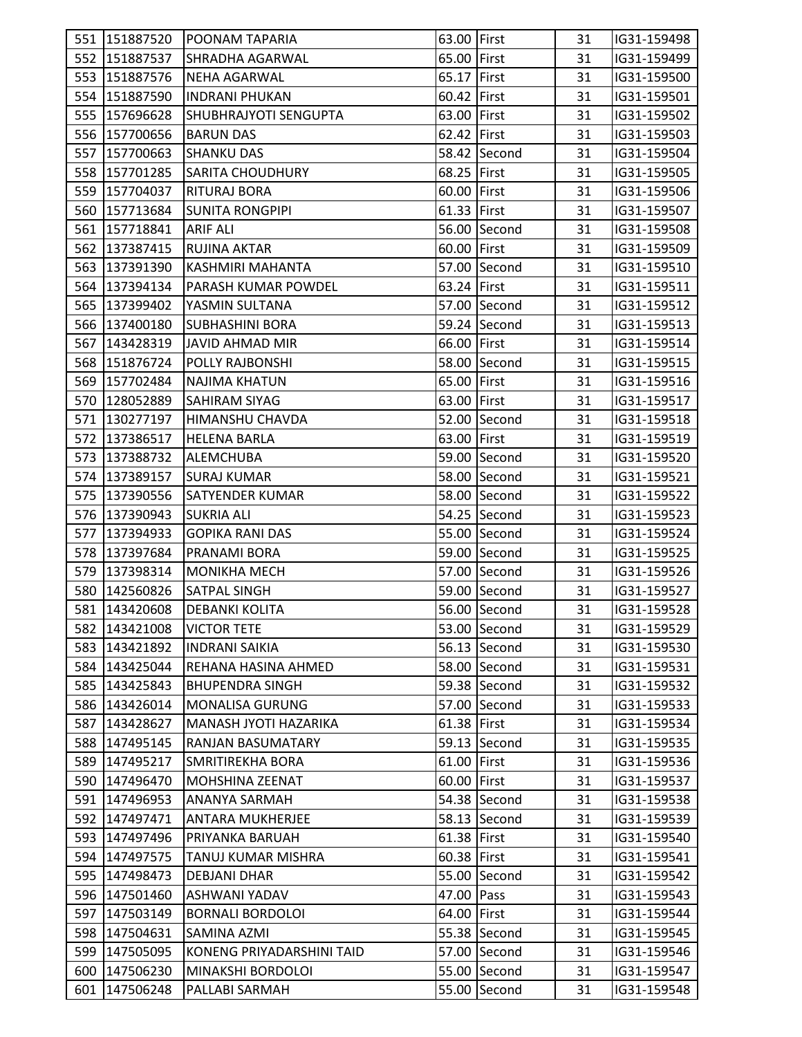| | | | | | | |
|---|---|---|---|---|---|---|
| 551 | 151887520 | POONAM TAPARIA | 63.00 | First | 31 | IG31-159498 |
| 552 | 151887537 | SHRADHA AGARWAL | 65.00 | First | 31 | IG31-159499 |
| 553 | 151887576 | NEHA AGARWAL | 65.17 | First | 31 | IG31-159500 |
| 554 | 151887590 | INDRANI PHUKAN | 60.42 | First | 31 | IG31-159501 |
| 555 | 157696628 | SHUBHRAJYOTI SENGUPTA | 63.00 | First | 31 | IG31-159502 |
| 556 | 157700656 | BARUN DAS | 62.42 | First | 31 | IG31-159503 |
| 557 | 157700663 | SHANKU DAS | 58.42 | Second | 31 | IG31-159504 |
| 558 | 157701285 | SARITA CHOUDHURY | 68.25 | First | 31 | IG31-159505 |
| 559 | 157704037 | RITURAJ BORA | 60.00 | First | 31 | IG31-159506 |
| 560 | 157713684 | SUNITA RONGPIPI | 61.33 | First | 31 | IG31-159507 |
| 561 | 157718841 | ARIF ALI | 56.00 | Second | 31 | IG31-159508 |
| 562 | 137387415 | RUJINA AKTAR | 60.00 | First | 31 | IG31-159509 |
| 563 | 137391390 | KASHMIRI MAHANTA | 57.00 | Second | 31 | IG31-159510 |
| 564 | 137394134 | PARASH KUMAR POWDEL | 63.24 | First | 31 | IG31-159511 |
| 565 | 137399402 | YASMIN SULTANA | 57.00 | Second | 31 | IG31-159512 |
| 566 | 137400180 | SUBHASHINI BORA | 59.24 | Second | 31 | IG31-159513 |
| 567 | 143428319 | JAVID AHMAD MIR | 66.00 | First | 31 | IG31-159514 |
| 568 | 151876724 | POLLY RAJBONSHI | 58.00 | Second | 31 | IG31-159515 |
| 569 | 157702484 | NAJIMA KHATUN | 65.00 | First | 31 | IG31-159516 |
| 570 | 128052889 | SAHIRAM SIYAG | 63.00 | First | 31 | IG31-159517 |
| 571 | 130277197 | HIMANSHU CHAVDA | 52.00 | Second | 31 | IG31-159518 |
| 572 | 137386517 | HELENA BARLA | 63.00 | First | 31 | IG31-159519 |
| 573 | 137388732 | ALEMCHUBA | 59.00 | Second | 31 | IG31-159520 |
| 574 | 137389157 | SURAJ KUMAR | 58.00 | Second | 31 | IG31-159521 |
| 575 | 137390556 | SATYENDER KUMAR | 58.00 | Second | 31 | IG31-159522 |
| 576 | 137390943 | SUKRIA ALI | 54.25 | Second | 31 | IG31-159523 |
| 577 | 137394933 | GOPIKA RANI DAS | 55.00 | Second | 31 | IG31-159524 |
| 578 | 137397684 | PRANAMI BORA | 59.00 | Second | 31 | IG31-159525 |
| 579 | 137398314 | MONIKHA MECH | 57.00 | Second | 31 | IG31-159526 |
| 580 | 142560826 | SATPAL SINGH | 59.00 | Second | 31 | IG31-159527 |
| 581 | 143420608 | DEBANKI KOLITA | 56.00 | Second | 31 | IG31-159528 |
| 582 | 143421008 | VICTOR TETE | 53.00 | Second | 31 | IG31-159529 |
| 583 | 143421892 | INDRANI SAIKIA | 56.13 | Second | 31 | IG31-159530 |
| 584 | 143425044 | REHANA HASINA AHMED | 58.00 | Second | 31 | IG31-159531 |
| 585 | 143425843 | BHUPENDRA SINGH | 59.38 | Second | 31 | IG31-159532 |
| 586 | 143426014 | MONALISA GURUNG | 57.00 | Second | 31 | IG31-159533 |
| 587 | 143428627 | MANASH JYOTI HAZARIKA | 61.38 | First | 31 | IG31-159534 |
| 588 | 147495145 | RANJAN BASUMATARY | 59.13 | Second | 31 | IG31-159535 |
| 589 | 147495217 | SMRITIREKHA BORA | 61.00 | First | 31 | IG31-159536 |
| 590 | 147496470 | MOHSHINA ZEENAT | 60.00 | First | 31 | IG31-159537 |
| 591 | 147496953 | ANANYA SARMAH | 54.38 | Second | 31 | IG31-159538 |
| 592 | 147497471 | ANTARA MUKHERJEE | 58.13 | Second | 31 | IG31-159539 |
| 593 | 147497496 | PRIYANKA BARUAH | 61.38 | First | 31 | IG31-159540 |
| 594 | 147497575 | TANUJ KUMAR MISHRA | 60.38 | First | 31 | IG31-159541 |
| 595 | 147498473 | DEBJANI DHAR | 55.00 | Second | 31 | IG31-159542 |
| 596 | 147501460 | ASHWANI YADAV | 47.00 | Pass | 31 | IG31-159543 |
| 597 | 147503149 | BORNALI BORDOLOI | 64.00 | First | 31 | IG31-159544 |
| 598 | 147504631 | SAMINA AZMI | 55.38 | Second | 31 | IG31-159545 |
| 599 | 147505095 | KONENG PRIYADARSHINI TAID | 57.00 | Second | 31 | IG31-159546 |
| 600 | 147506230 | MINAKSHI BORDOLOI | 55.00 | Second | 31 | IG31-159547 |
| 601 | 147506248 | PALLABI SARMAH | 55.00 | Second | 31 | IG31-159548 |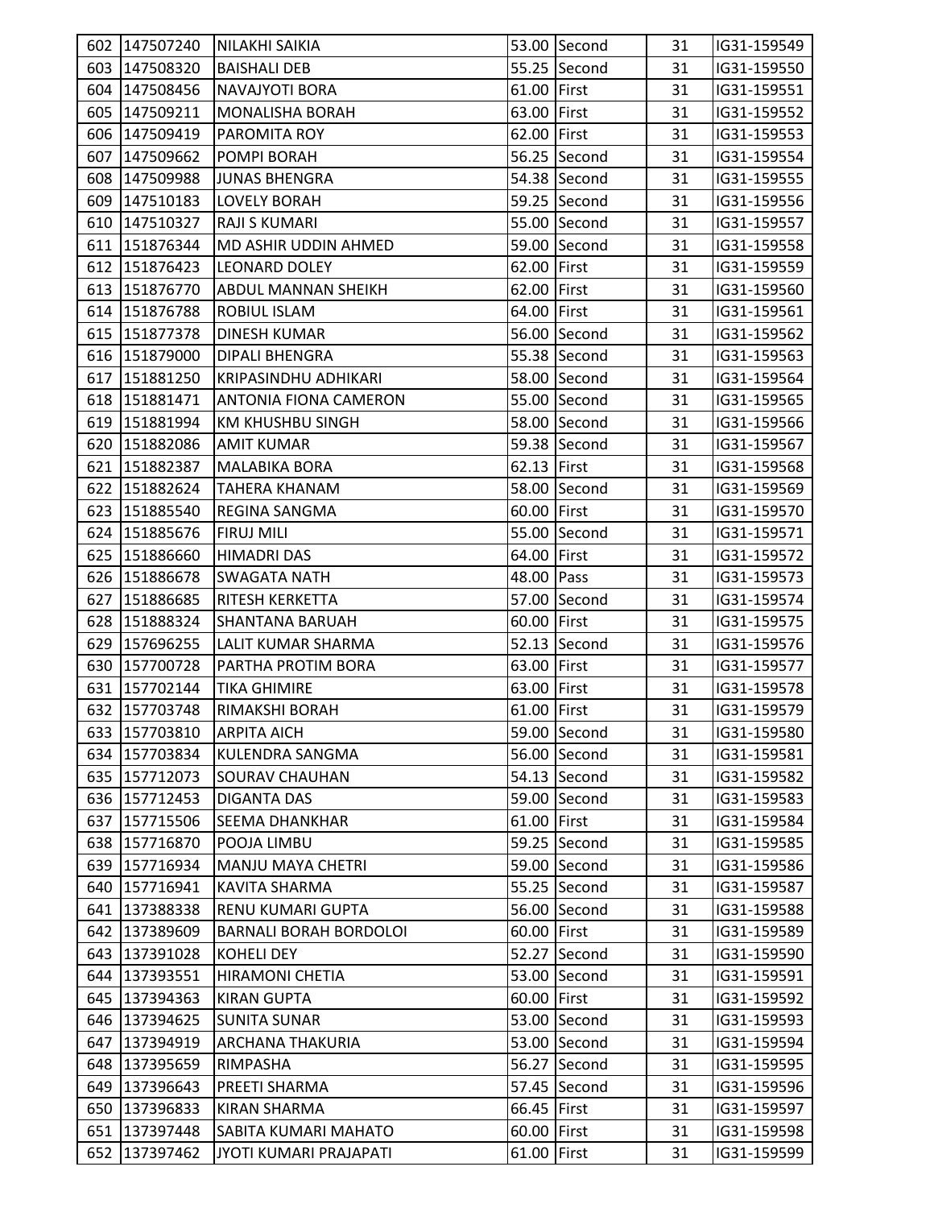| 602 | 147507240 | NILAKHI SAIKIA | 53.00 | Second | 31 | IG31-159549 |
|---|---|---|---|---|---|---|
| 603 | 147508320 | BAISHALI DEB | 55.25 | Second | 31 | IG31-159550 |
| 604 | 147508456 | NAVAJYOTI BORA | 61.00 | First | 31 | IG31-159551 |
| 605 | 147509211 | MONALISHA BORAH | 63.00 | First | 31 | IG31-159552 |
| 606 | 147509419 | PAROMITA ROY | 62.00 | First | 31 | IG31-159553 |
| 607 | 147509662 | POMPI BORAH | 56.25 | Second | 31 | IG31-159554 |
| 608 | 147509988 | JUNAS BHENGRA | 54.38 | Second | 31 | IG31-159555 |
| 609 | 147510183 | LOVELY BORAH | 59.25 | Second | 31 | IG31-159556 |
| 610 | 147510327 | RAJI S KUMARI | 55.00 | Second | 31 | IG31-159557 |
| 611 | 151876344 | MD ASHIR UDDIN AHMED | 59.00 | Second | 31 | IG31-159558 |
| 612 | 151876423 | LEONARD DOLEY | 62.00 | First | 31 | IG31-159559 |
| 613 | 151876770 | ABDUL MANNAN SHEIKH | 62.00 | First | 31 | IG31-159560 |
| 614 | 151876788 | ROBIUL ISLAM | 64.00 | First | 31 | IG31-159561 |
| 615 | 151877378 | DINESH KUMAR | 56.00 | Second | 31 | IG31-159562 |
| 616 | 151879000 | DIPALI BHENGRA | 55.38 | Second | 31 | IG31-159563 |
| 617 | 151881250 | KRIPASINDHU ADHIKARI | 58.00 | Second | 31 | IG31-159564 |
| 618 | 151881471 | ANTONIA FIONA CAMERON | 55.00 | Second | 31 | IG31-159565 |
| 619 | 151881994 | KM KHUSHBU SINGH | 58.00 | Second | 31 | IG31-159566 |
| 620 | 151882086 | AMIT KUMAR | 59.38 | Second | 31 | IG31-159567 |
| 621 | 151882387 | MALABIKA BORA | 62.13 | First | 31 | IG31-159568 |
| 622 | 151882624 | TAHERA KHANAM | 58.00 | Second | 31 | IG31-159569 |
| 623 | 151885540 | REGINA SANGMA | 60.00 | First | 31 | IG31-159570 |
| 624 | 151885676 | FIRUJ MILI | 55.00 | Second | 31 | IG31-159571 |
| 625 | 151886660 | HIMADRI DAS | 64.00 | First | 31 | IG31-159572 |
| 626 | 151886678 | SWAGATA NATH | 48.00 | Pass | 31 | IG31-159573 |
| 627 | 151886685 | RITESH KERKETTA | 57.00 | Second | 31 | IG31-159574 |
| 628 | 151888324 | SHANTANA BARUAH | 60.00 | First | 31 | IG31-159575 |
| 629 | 157696255 | LALIT KUMAR SHARMA | 52.13 | Second | 31 | IG31-159576 |
| 630 | 157700728 | PARTHA PROTIM BORA | 63.00 | First | 31 | IG31-159577 |
| 631 | 157702144 | TIKA GHIMIRE | 63.00 | First | 31 | IG31-159578 |
| 632 | 157703748 | RIMAKSHI BORAH | 61.00 | First | 31 | IG31-159579 |
| 633 | 157703810 | ARPITA AICH | 59.00 | Second | 31 | IG31-159580 |
| 634 | 157703834 | KULENDRA SANGMA | 56.00 | Second | 31 | IG31-159581 |
| 635 | 157712073 | SOURAV CHAUHAN | 54.13 | Second | 31 | IG31-159582 |
| 636 | 157712453 | DIGANTA DAS | 59.00 | Second | 31 | IG31-159583 |
| 637 | 157715506 | SEEMA DHANKHAR | 61.00 | First | 31 | IG31-159584 |
| 638 | 157716870 | POOJA LIMBU | 59.25 | Second | 31 | IG31-159585 |
| 639 | 157716934 | MANJU MAYA CHETRI | 59.00 | Second | 31 | IG31-159586 |
| 640 | 157716941 | KAVITA SHARMA | 55.25 | Second | 31 | IG31-159587 |
| 641 | 137388338 | RENU KUMARI GUPTA | 56.00 | Second | 31 | IG31-159588 |
| 642 | 137389609 | BARNALI BORAH BORDOLOI | 60.00 | First | 31 | IG31-159589 |
| 643 | 137391028 | KOHELI DEY | 52.27 | Second | 31 | IG31-159590 |
| 644 | 137393551 | HIRAMONI CHETIA | 53.00 | Second | 31 | IG31-159591 |
| 645 | 137394363 | KIRAN GUPTA | 60.00 | First | 31 | IG31-159592 |
| 646 | 137394625 | SUNITA SUNAR | 53.00 | Second | 31 | IG31-159593 |
| 647 | 137394919 | ARCHANA THAKURIA | 53.00 | Second | 31 | IG31-159594 |
| 648 | 137395659 | RIMPASHA | 56.27 | Second | 31 | IG31-159595 |
| 649 | 137396643 | PREETI SHARMA | 57.45 | Second | 31 | IG31-159596 |
| 650 | 137396833 | KIRAN SHARMA | 66.45 | First | 31 | IG31-159597 |
| 651 | 137397448 | SABITA KUMARI MAHATO | 60.00 | First | 31 | IG31-159598 |
| 652 | 137397462 | JYOTI KUMARI PRAJAPATI | 61.00 | First | 31 | IG31-159599 |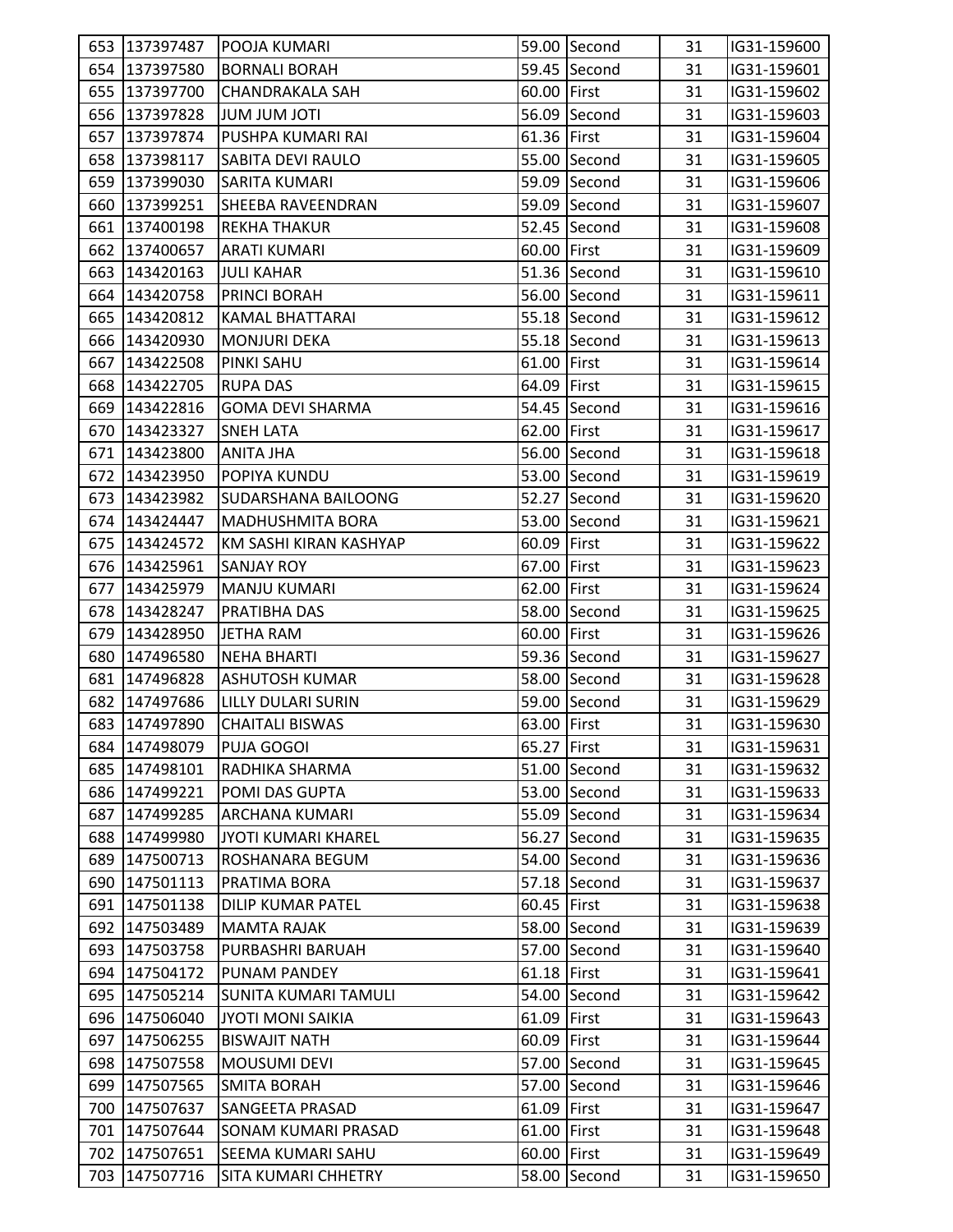| | | | | | | |
|---|---|---|---|---|---|---|
| 653 | 137397487 | POOJA KUMARI | 59.00 | Second | 31 | IG31-159600 |
| 654 | 137397580 | BORNALI BORAH | 59.45 | Second | 31 | IG31-159601 |
| 655 | 137397700 | CHANDRAKALA SAH | 60.00 | First | 31 | IG31-159602 |
| 656 | 137397828 | JUM JUM JOTI | 56.09 | Second | 31 | IG31-159603 |
| 657 | 137397874 | PUSHPA KUMARI RAI | 61.36 | First | 31 | IG31-159604 |
| 658 | 137398117 | SABITA DEVI RAULO | 55.00 | Second | 31 | IG31-159605 |
| 659 | 137399030 | SARITA KUMARI | 59.09 | Second | 31 | IG31-159606 |
| 660 | 137399251 | SHEEBA RAVEENDRAN | 59.09 | Second | 31 | IG31-159607 |
| 661 | 137400198 | REKHA THAKUR | 52.45 | Second | 31 | IG31-159608 |
| 662 | 137400657 | ARATI KUMARI | 60.00 | First | 31 | IG31-159609 |
| 663 | 143420163 | JULI KAHAR | 51.36 | Second | 31 | IG31-159610 |
| 664 | 143420758 | PRINCI BORAH | 56.00 | Second | 31 | IG31-159611 |
| 665 | 143420812 | KAMAL BHATTARAI | 55.18 | Second | 31 | IG31-159612 |
| 666 | 143420930 | MONJURI DEKA | 55.18 | Second | 31 | IG31-159613 |
| 667 | 143422508 | PINKI SAHU | 61.00 | First | 31 | IG31-159614 |
| 668 | 143422705 | RUPA DAS | 64.09 | First | 31 | IG31-159615 |
| 669 | 143422816 | GOMA DEVI SHARMA | 54.45 | Second | 31 | IG31-159616 |
| 670 | 143423327 | SNEH LATA | 62.00 | First | 31 | IG31-159617 |
| 671 | 143423800 | ANITA JHA | 56.00 | Second | 31 | IG31-159618 |
| 672 | 143423950 | POPIYA KUNDU | 53.00 | Second | 31 | IG31-159619 |
| 673 | 143423982 | SUDARSHANA BAILOONG | 52.27 | Second | 31 | IG31-159620 |
| 674 | 143424447 | MADHUSHMITA BORA | 53.00 | Second | 31 | IG31-159621 |
| 675 | 143424572 | KM SASHI KIRAN KASHYAP | 60.09 | First | 31 | IG31-159622 |
| 676 | 143425961 | SANJAY ROY | 67.00 | First | 31 | IG31-159623 |
| 677 | 143425979 | MANJU KUMARI | 62.00 | First | 31 | IG31-159624 |
| 678 | 143428247 | PRATIBHA DAS | 58.00 | Second | 31 | IG31-159625 |
| 679 | 143428950 | JETHA RAM | 60.00 | First | 31 | IG31-159626 |
| 680 | 147496580 | NEHA BHARTI | 59.36 | Second | 31 | IG31-159627 |
| 681 | 147496828 | ASHUTOSH KUMAR | 58.00 | Second | 31 | IG31-159628 |
| 682 | 147497686 | LILLY DULARI SURIN | 59.00 | Second | 31 | IG31-159629 |
| 683 | 147497890 | CHAITALI BISWAS | 63.00 | First | 31 | IG31-159630 |
| 684 | 147498079 | PUJA GOGOI | 65.27 | First | 31 | IG31-159631 |
| 685 | 147498101 | RADHIKA SHARMA | 51.00 | Second | 31 | IG31-159632 |
| 686 | 147499221 | POMI DAS GUPTA | 53.00 | Second | 31 | IG31-159633 |
| 687 | 147499285 | ARCHANA KUMARI | 55.09 | Second | 31 | IG31-159634 |
| 688 | 147499980 | JYOTI KUMARI KHAREL | 56.27 | Second | 31 | IG31-159635 |
| 689 | 147500713 | ROSHANARA BEGUM | 54.00 | Second | 31 | IG31-159636 |
| 690 | 147501113 | PRATIMA BORA | 57.18 | Second | 31 | IG31-159637 |
| 691 | 147501138 | DILIP KUMAR PATEL | 60.45 | First | 31 | IG31-159638 |
| 692 | 147503489 | MAMTA RAJAK | 58.00 | Second | 31 | IG31-159639 |
| 693 | 147503758 | PURBASHRI BARUAH | 57.00 | Second | 31 | IG31-159640 |
| 694 | 147504172 | PUNAM PANDEY | 61.18 | First | 31 | IG31-159641 |
| 695 | 147505214 | SUNITA KUMARI TAMULI | 54.00 | Second | 31 | IG31-159642 |
| 696 | 147506040 | JYOTI MONI SAIKIA | 61.09 | First | 31 | IG31-159643 |
| 697 | 147506255 | BISWAJIT NATH | 60.09 | First | 31 | IG31-159644 |
| 698 | 147507558 | MOUSUMI DEVI | 57.00 | Second | 31 | IG31-159645 |
| 699 | 147507565 | SMITA BORAH | 57.00 | Second | 31 | IG31-159646 |
| 700 | 147507637 | SANGEETA PRASAD | 61.09 | First | 31 | IG31-159647 |
| 701 | 147507644 | SONAM KUMARI PRASAD | 61.00 | First | 31 | IG31-159648 |
| 702 | 147507651 | SEEMA KUMARI SAHU | 60.00 | First | 31 | IG31-159649 |
| 703 | 147507716 | SITA KUMARI CHHETRY | 58.00 | Second | 31 | IG31-159650 |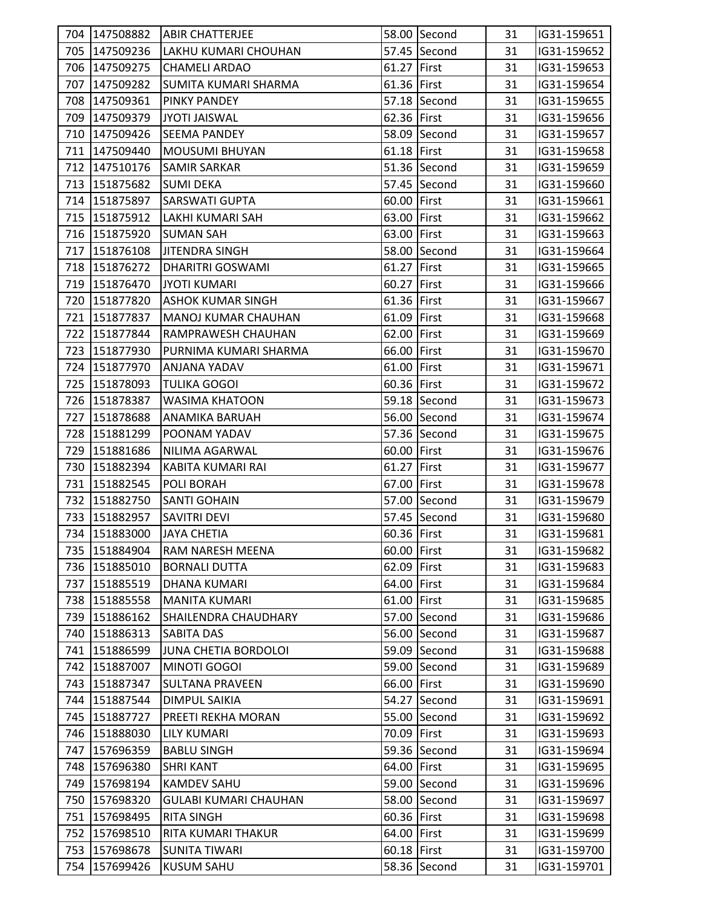| | | | | | | |
|---|---|---|---|---|---|---|
| 704 | 147508882 | ABIR CHATTERJEE | 58.00 | Second | 31 | IG31-159651 |
| 705 | 147509236 | LAKHU KUMARI CHOUHAN | 57.45 | Second | 31 | IG31-159652 |
| 706 | 147509275 | CHAMELI ARDAO | 61.27 | First | 31 | IG31-159653 |
| 707 | 147509282 | SUMITA KUMARI SHARMA | 61.36 | First | 31 | IG31-159654 |
| 708 | 147509361 | PINKY PANDEY | 57.18 | Second | 31 | IG31-159655 |
| 709 | 147509379 | JYOTI JAISWAL | 62.36 | First | 31 | IG31-159656 |
| 710 | 147509426 | SEEMA PANDEY | 58.09 | Second | 31 | IG31-159657 |
| 711 | 147509440 | MOUSUMI BHUYAN | 61.18 | First | 31 | IG31-159658 |
| 712 | 147510176 | SAMIR SARKAR | 51.36 | Second | 31 | IG31-159659 |
| 713 | 151875682 | SUMI DEKA | 57.45 | Second | 31 | IG31-159660 |
| 714 | 151875897 | SARSWATI GUPTA | 60.00 | First | 31 | IG31-159661 |
| 715 | 151875912 | LAKHI KUMARI SAH | 63.00 | First | 31 | IG31-159662 |
| 716 | 151875920 | SUMAN SAH | 63.00 | First | 31 | IG31-159663 |
| 717 | 151876108 | JITENDRA SINGH | 58.00 | Second | 31 | IG31-159664 |
| 718 | 151876272 | DHARITRI GOSWAMI | 61.27 | First | 31 | IG31-159665 |
| 719 | 151876470 | JYOTI KUMARI | 60.27 | First | 31 | IG31-159666 |
| 720 | 151877820 | ASHOK KUMAR SINGH | 61.36 | First | 31 | IG31-159667 |
| 721 | 151877837 | MANOJ KUMAR CHAUHAN | 61.09 | First | 31 | IG31-159668 |
| 722 | 151877844 | RAMPRAWESH CHAUHAN | 62.00 | First | 31 | IG31-159669 |
| 723 | 151877930 | PURNIMA KUMARI SHARMA | 66.00 | First | 31 | IG31-159670 |
| 724 | 151877970 | ANJANA YADAV | 61.00 | First | 31 | IG31-159671 |
| 725 | 151878093 | TULIKA GOGOI | 60.36 | First | 31 | IG31-159672 |
| 726 | 151878387 | WASIMA KHATOON | 59.18 | Second | 31 | IG31-159673 |
| 727 | 151878688 | ANAMIKA BARUAH | 56.00 | Second | 31 | IG31-159674 |
| 728 | 151881299 | POONAM YADAV | 57.36 | Second | 31 | IG31-159675 |
| 729 | 151881686 | NILIMA AGARWAL | 60.00 | First | 31 | IG31-159676 |
| 730 | 151882394 | KABITA KUMARI RAI | 61.27 | First | 31 | IG31-159677 |
| 731 | 151882545 | POLI BORAH | 67.00 | First | 31 | IG31-159678 |
| 732 | 151882750 | SANTI GOHAIN | 57.00 | Second | 31 | IG31-159679 |
| 733 | 151882957 | SAVITRI DEVI | 57.45 | Second | 31 | IG31-159680 |
| 734 | 151883000 | JAYA CHETIA | 60.36 | First | 31 | IG31-159681 |
| 735 | 151884904 | RAM NARESH MEENA | 60.00 | First | 31 | IG31-159682 |
| 736 | 151885010 | BORNALI DUTTA | 62.09 | First | 31 | IG31-159683 |
| 737 | 151885519 | DHANA KUMARI | 64.00 | First | 31 | IG31-159684 |
| 738 | 151885558 | MANITA KUMARI | 61.00 | First | 31 | IG31-159685 |
| 739 | 151886162 | SHAILENDRA CHAUDHARY | 57.00 | Second | 31 | IG31-159686 |
| 740 | 151886313 | SABITA DAS | 56.00 | Second | 31 | IG31-159687 |
| 741 | 151886599 | JUNA CHETIA BORDOLOI | 59.09 | Second | 31 | IG31-159688 |
| 742 | 151887007 | MINOTI GOGOI | 59.00 | Second | 31 | IG31-159689 |
| 743 | 151887347 | SULTANA PRAVEEN | 66.00 | First | 31 | IG31-159690 |
| 744 | 151887544 | DIMPUL SAIKIA | 54.27 | Second | 31 | IG31-159691 |
| 745 | 151887727 | PREETI REKHA MORAN | 55.00 | Second | 31 | IG31-159692 |
| 746 | 151888030 | LILY KUMARI | 70.09 | First | 31 | IG31-159693 |
| 747 | 157696359 | BABLU SINGH | 59.36 | Second | 31 | IG31-159694 |
| 748 | 157696380 | SHRI KANT | 64.00 | First | 31 | IG31-159695 |
| 749 | 157698194 | KAMDEV SAHU | 59.00 | Second | 31 | IG31-159696 |
| 750 | 157698320 | GULABI KUMARI CHAUHAN | 58.00 | Second | 31 | IG31-159697 |
| 751 | 157698495 | RITA SINGH | 60.36 | First | 31 | IG31-159698 |
| 752 | 157698510 | RITA KUMARI THAKUR | 64.00 | First | 31 | IG31-159699 |
| 753 | 157698678 | SUNITA TIWARI | 60.18 | First | 31 | IG31-159700 |
| 754 | 157699426 | KUSUM SAHU | 58.36 | Second | 31 | IG31-159701 |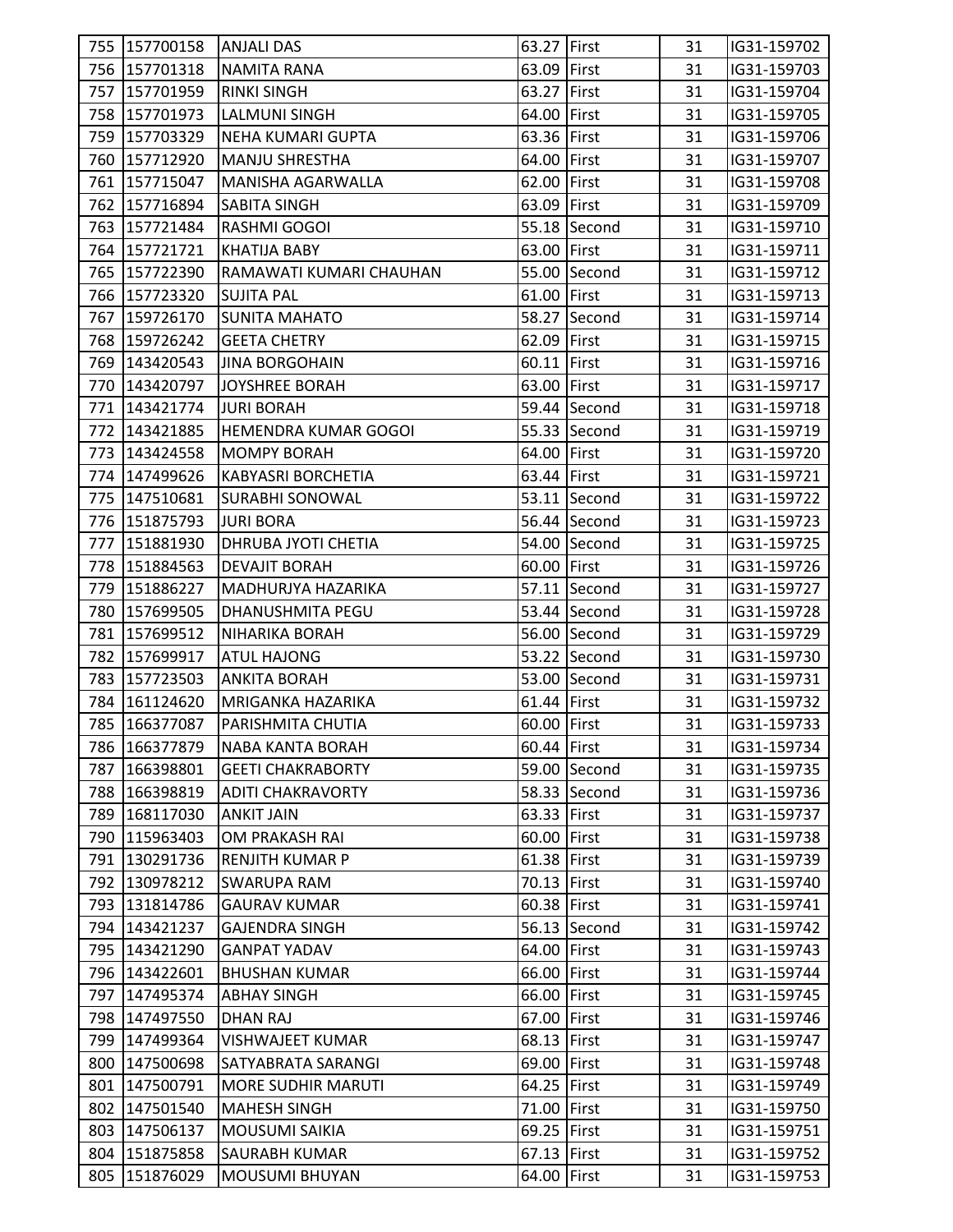| | | | | | | |
|---|---|---|---|---|---|---|
| 755 | 157700158 | ANJALI DAS | 63.27 | First | 31 | IG31-159702 |
| 756 | 157701318 | NAMITA RANA | 63.09 | First | 31 | IG31-159703 |
| 757 | 157701959 | RINKI SINGH | 63.27 | First | 31 | IG31-159704 |
| 758 | 157701973 | LALMUNI SINGH | 64.00 | First | 31 | IG31-159705 |
| 759 | 157703329 | NEHA KUMARI GUPTA | 63.36 | First | 31 | IG31-159706 |
| 760 | 157712920 | MANJU SHRESTHA | 64.00 | First | 31 | IG31-159707 |
| 761 | 157715047 | MANISHA AGARWALLA | 62.00 | First | 31 | IG31-159708 |
| 762 | 157716894 | SABITA SINGH | 63.09 | First | 31 | IG31-159709 |
| 763 | 157721484 | RASHMI GOGOI | 55.18 | Second | 31 | IG31-159710 |
| 764 | 157721721 | KHATIJA BABY | 63.00 | First | 31 | IG31-159711 |
| 765 | 157722390 | RAMAWATI KUMARI CHAUHAN | 55.00 | Second | 31 | IG31-159712 |
| 766 | 157723320 | SUJITA PAL | 61.00 | First | 31 | IG31-159713 |
| 767 | 159726170 | SUNITA MAHATO | 58.27 | Second | 31 | IG31-159714 |
| 768 | 159726242 | GEETA CHETRY | 62.09 | First | 31 | IG31-159715 |
| 769 | 143420543 | JINA BORGOHAIN | 60.11 | First | 31 | IG31-159716 |
| 770 | 143420797 | JOYSHREE BORAH | 63.00 | First | 31 | IG31-159717 |
| 771 | 143421774 | JURI BORAH | 59.44 | Second | 31 | IG31-159718 |
| 772 | 143421885 | HEMENDRA KUMAR GOGOI | 55.33 | Second | 31 | IG31-159719 |
| 773 | 143424558 | MOMPY BORAH | 64.00 | First | 31 | IG31-159720 |
| 774 | 147499626 | KABYASRI BORCHETIA | 63.44 | First | 31 | IG31-159721 |
| 775 | 147510681 | SURABHI SONOWAL | 53.11 | Second | 31 | IG31-159722 |
| 776 | 151875793 | JURI BORA | 56.44 | Second | 31 | IG31-159723 |
| 777 | 151881930 | DHRUBA JYOTI CHETIA | 54.00 | Second | 31 | IG31-159725 |
| 778 | 151884563 | DEVAJIT BORAH | 60.00 | First | 31 | IG31-159726 |
| 779 | 151886227 | MADHURJYA HAZARIKA | 57.11 | Second | 31 | IG31-159727 |
| 780 | 157699505 | DHANUSHMITA PEGU | 53.44 | Second | 31 | IG31-159728 |
| 781 | 157699512 | NIHARIKA BORAH | 56.00 | Second | 31 | IG31-159729 |
| 782 | 157699917 | ATUL HAJONG | 53.22 | Second | 31 | IG31-159730 |
| 783 | 157723503 | ANKITA BORAH | 53.00 | Second | 31 | IG31-159731 |
| 784 | 161124620 | MRIGANKA HAZARIKA | 61.44 | First | 31 | IG31-159732 |
| 785 | 166377087 | PARISHMITA CHUTIA | 60.00 | First | 31 | IG31-159733 |
| 786 | 166377879 | NABA KANTA BORAH | 60.44 | First | 31 | IG31-159734 |
| 787 | 166398801 | GEETI CHAKRABORTY | 59.00 | Second | 31 | IG31-159735 |
| 788 | 166398819 | ADITI CHAKRAVORTY | 58.33 | Second | 31 | IG31-159736 |
| 789 | 168117030 | ANKIT JAIN | 63.33 | First | 31 | IG31-159737 |
| 790 | 115963403 | OM PRAKASH RAI | 60.00 | First | 31 | IG31-159738 |
| 791 | 130291736 | RENJITH KUMAR P | 61.38 | First | 31 | IG31-159739 |
| 792 | 130978212 | SWARUPA RAM | 70.13 | First | 31 | IG31-159740 |
| 793 | 131814786 | GAURAV KUMAR | 60.38 | First | 31 | IG31-159741 |
| 794 | 143421237 | GAJENDRA SINGH | 56.13 | Second | 31 | IG31-159742 |
| 795 | 143421290 | GANPAT YADAV | 64.00 | First | 31 | IG31-159743 |
| 796 | 143422601 | BHUSHAN KUMAR | 66.00 | First | 31 | IG31-159744 |
| 797 | 147495374 | ABHAY SINGH | 66.00 | First | 31 | IG31-159745 |
| 798 | 147497550 | DHAN RAJ | 67.00 | First | 31 | IG31-159746 |
| 799 | 147499364 | VISHWAJEET KUMAR | 68.13 | First | 31 | IG31-159747 |
| 800 | 147500698 | SATYABRATA SARANGI | 69.00 | First | 31 | IG31-159748 |
| 801 | 147500791 | MORE SUDHIR MARUTI | 64.25 | First | 31 | IG31-159749 |
| 802 | 147501540 | MAHESH SINGH | 71.00 | First | 31 | IG31-159750 |
| 803 | 147506137 | MOUSUMI SAIKIA | 69.25 | First | 31 | IG31-159751 |
| 804 | 151875858 | SAURABH KUMAR | 67.13 | First | 31 | IG31-159752 |
| 805 | 151876029 | MOUSUMI BHUYAN | 64.00 | First | 31 | IG31-159753 |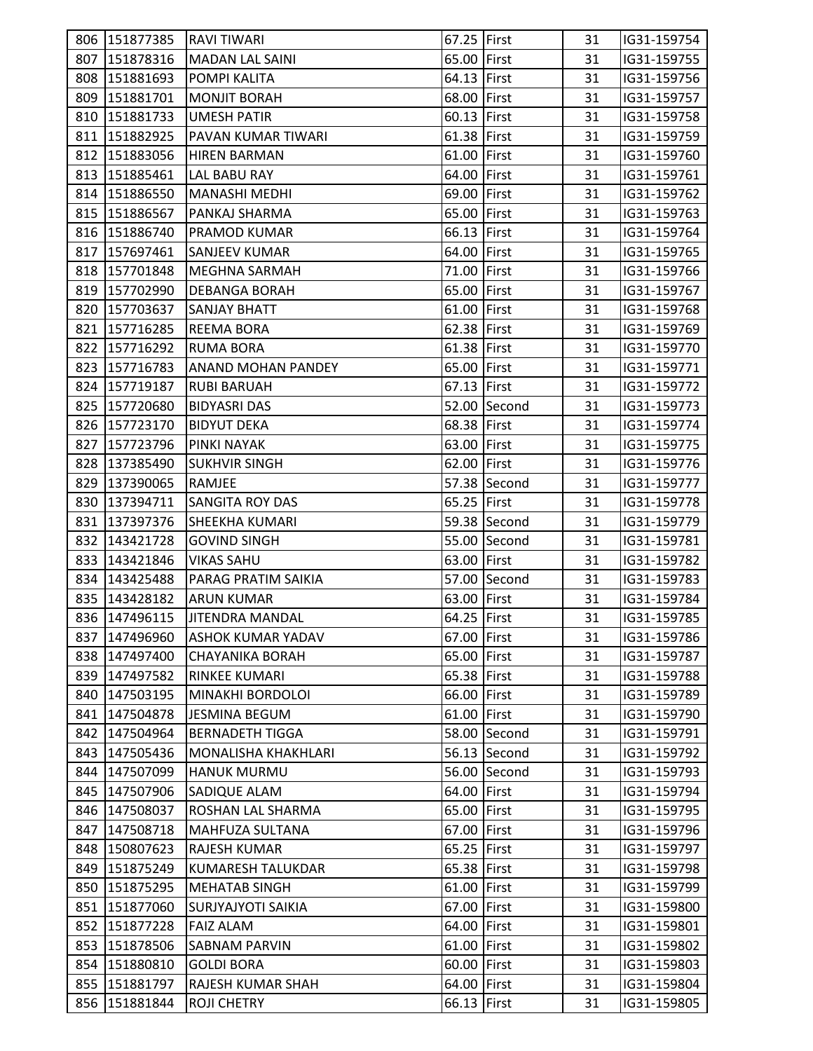| 806 | 151877385 | RAVI TIWARI | 67.25 | First | 31 | IG31-159754 |
|---|---|---|---|---|---|---|
| 807 | 151878316 | MADAN LAL SAINI | 65.00 | First | 31 | IG31-159755 |
| 808 | 151881693 | POMPI KALITA | 64.13 | First | 31 | IG31-159756 |
| 809 | 151881701 | MONJIT BORAH | 68.00 | First | 31 | IG31-159757 |
| 810 | 151881733 | UMESH PATIR | 60.13 | First | 31 | IG31-159758 |
| 811 | 151882925 | PAVAN KUMAR TIWARI | 61.38 | First | 31 | IG31-159759 |
| 812 | 151883056 | HIREN BARMAN | 61.00 | First | 31 | IG31-159760 |
| 813 | 151885461 | LAL BABU RAY | 64.00 | First | 31 | IG31-159761 |
| 814 | 151886550 | MANASHI MEDHI | 69.00 | First | 31 | IG31-159762 |
| 815 | 151886567 | PANKAJ SHARMA | 65.00 | First | 31 | IG31-159763 |
| 816 | 151886740 | PRAMOD KUMAR | 66.13 | First | 31 | IG31-159764 |
| 817 | 157697461 | SANJEEV KUMAR | 64.00 | First | 31 | IG31-159765 |
| 818 | 157701848 | MEGHNA SARMAH | 71.00 | First | 31 | IG31-159766 |
| 819 | 157702990 | DEBANGA BORAH | 65.00 | First | 31 | IG31-159767 |
| 820 | 157703637 | SANJAY BHATT | 61.00 | First | 31 | IG31-159768 |
| 821 | 157716285 | REEMA BORA | 62.38 | First | 31 | IG31-159769 |
| 822 | 157716292 | RUMA BORA | 61.38 | First | 31 | IG31-159770 |
| 823 | 157716783 | ANAND MOHAN PANDEY | 65.00 | First | 31 | IG31-159771 |
| 824 | 157719187 | RUBI BARUAH | 67.13 | First | 31 | IG31-159772 |
| 825 | 157720680 | BIDYASRI DAS | 52.00 | Second | 31 | IG31-159773 |
| 826 | 157723170 | BIDYUT DEKA | 68.38 | First | 31 | IG31-159774 |
| 827 | 157723796 | PINKI NAYAK | 63.00 | First | 31 | IG31-159775 |
| 828 | 137385490 | SUKHVIR SINGH | 62.00 | First | 31 | IG31-159776 |
| 829 | 137390065 | RAMJEE | 57.38 | Second | 31 | IG31-159777 |
| 830 | 137394711 | SANGITA ROY DAS | 65.25 | First | 31 | IG31-159778 |
| 831 | 137397376 | SHEEKHA KUMARI | 59.38 | Second | 31 | IG31-159779 |
| 832 | 143421728 | GOVIND SINGH | 55.00 | Second | 31 | IG31-159781 |
| 833 | 143421846 | VIKAS SAHU | 63.00 | First | 31 | IG31-159782 |
| 834 | 143425488 | PARAG PRATIM SAIKIA | 57.00 | Second | 31 | IG31-159783 |
| 835 | 143428182 | ARUN KUMAR | 63.00 | First | 31 | IG31-159784 |
| 836 | 147496115 | JITENDRA MANDAL | 64.25 | First | 31 | IG31-159785 |
| 837 | 147496960 | ASHOK KUMAR YADAV | 67.00 | First | 31 | IG31-159786 |
| 838 | 147497400 | CHAYANIKA BORAH | 65.00 | First | 31 | IG31-159787 |
| 839 | 147497582 | RINKEE KUMARI | 65.38 | First | 31 | IG31-159788 |
| 840 | 147503195 | MINAKHI BORDOLOI | 66.00 | First | 31 | IG31-159789 |
| 841 | 147504878 | JESMINA BEGUM | 61.00 | First | 31 | IG31-159790 |
| 842 | 147504964 | BERNADETH TIGGA | 58.00 | Second | 31 | IG31-159791 |
| 843 | 147505436 | MONALISHA KHAKHLARI | 56.13 | Second | 31 | IG31-159792 |
| 844 | 147507099 | HANUK MURMU | 56.00 | Second | 31 | IG31-159793 |
| 845 | 147507906 | SADIQUE ALAM | 64.00 | First | 31 | IG31-159794 |
| 846 | 147508037 | ROSHAN LAL SHARMA | 65.00 | First | 31 | IG31-159795 |
| 847 | 147508718 | MAHFUZA SULTANA | 67.00 | First | 31 | IG31-159796 |
| 848 | 150807623 | RAJESH KUMAR | 65.25 | First | 31 | IG31-159797 |
| 849 | 151875249 | KUMARESH TALUKDAR | 65.38 | First | 31 | IG31-159798 |
| 850 | 151875295 | MEHATAB SINGH | 61.00 | First | 31 | IG31-159799 |
| 851 | 151877060 | SURJYAJYOTI SAIKIA | 67.00 | First | 31 | IG31-159800 |
| 852 | 151877228 | FAIZ ALAM | 64.00 | First | 31 | IG31-159801 |
| 853 | 151878506 | SABNAM PARVIN | 61.00 | First | 31 | IG31-159802 |
| 854 | 151880810 | GOLDI BORA | 60.00 | First | 31 | IG31-159803 |
| 855 | 151881797 | RAJESH KUMAR SHAH | 64.00 | First | 31 | IG31-159804 |
| 856 | 151881844 | ROJI CHETRY | 66.13 | First | 31 | IG31-159805 |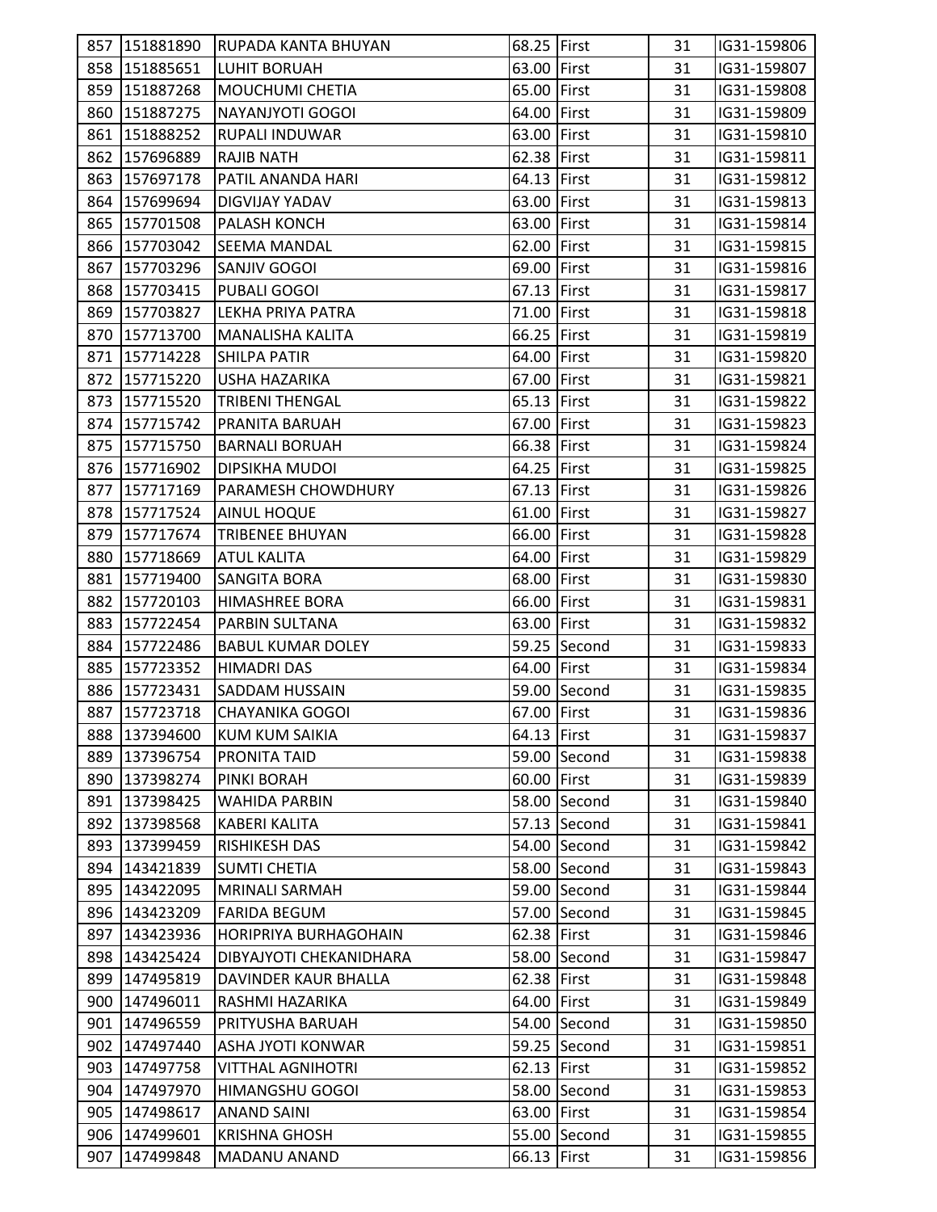| | | | | | | |
|---|---|---|---|---|---|---|
| 857 | 151881890 | RUPADA KANTA BHUYAN | 68.25 | First | 31 | IG31-159806 |
| 858 | 151885651 | LUHIT BORUAH | 63.00 | First | 31 | IG31-159807 |
| 859 | 151887268 | MOUCHUMI CHETIA | 65.00 | First | 31 | IG31-159808 |
| 860 | 151887275 | NAYANJYOTI GOGOI | 64.00 | First | 31 | IG31-159809 |
| 861 | 151888252 | RUPALI INDUWAR | 63.00 | First | 31 | IG31-159810 |
| 862 | 157696889 | RAJIB NATH | 62.38 | First | 31 | IG31-159811 |
| 863 | 157697178 | PATIL ANANDA HARI | 64.13 | First | 31 | IG31-159812 |
| 864 | 157699694 | DIGVIJAY YADAV | 63.00 | First | 31 | IG31-159813 |
| 865 | 157701508 | PALASH KONCH | 63.00 | First | 31 | IG31-159814 |
| 866 | 157703042 | SEEMA MANDAL | 62.00 | First | 31 | IG31-159815 |
| 867 | 157703296 | SANJIV GOGOI | 69.00 | First | 31 | IG31-159816 |
| 868 | 157703415 | PUBALI GOGOI | 67.13 | First | 31 | IG31-159817 |
| 869 | 157703827 | LEKHA PRIYA PATRA | 71.00 | First | 31 | IG31-159818 |
| 870 | 157713700 | MANALISHA KALITA | 66.25 | First | 31 | IG31-159819 |
| 871 | 157714228 | SHILPA PATIR | 64.00 | First | 31 | IG31-159820 |
| 872 | 157715220 | USHA HAZARIKA | 67.00 | First | 31 | IG31-159821 |
| 873 | 157715520 | TRIBENI THENGAL | 65.13 | First | 31 | IG31-159822 |
| 874 | 157715742 | PRANITA BARUAH | 67.00 | First | 31 | IG31-159823 |
| 875 | 157715750 | BARNALI BORUAH | 66.38 | First | 31 | IG31-159824 |
| 876 | 157716902 | DIPSIKHA MUDOI | 64.25 | First | 31 | IG31-159825 |
| 877 | 157717169 | PARAMESH CHOWDHURY | 67.13 | First | 31 | IG31-159826 |
| 878 | 157717524 | AINUL HOQUE | 61.00 | First | 31 | IG31-159827 |
| 879 | 157717674 | TRIBENEE BHUYAN | 66.00 | First | 31 | IG31-159828 |
| 880 | 157718669 | ATUL KALITA | 64.00 | First | 31 | IG31-159829 |
| 881 | 157719400 | SANGITA BORA | 68.00 | First | 31 | IG31-159830 |
| 882 | 157720103 | HIMASHREE BORA | 66.00 | First | 31 | IG31-159831 |
| 883 | 157722454 | PARBIN SULTANA | 63.00 | First | 31 | IG31-159832 |
| 884 | 157722486 | BABUL KUMAR DOLEY | 59.25 | Second | 31 | IG31-159833 |
| 885 | 157723352 | HIMADRI DAS | 64.00 | First | 31 | IG31-159834 |
| 886 | 157723431 | SADDAM HUSSAIN | 59.00 | Second | 31 | IG31-159835 |
| 887 | 157723718 | CHAYANIKA GOGOI | 67.00 | First | 31 | IG31-159836 |
| 888 | 137394600 | KUM KUM SAIKIA | 64.13 | First | 31 | IG31-159837 |
| 889 | 137396754 | PRONITA TAID | 59.00 | Second | 31 | IG31-159838 |
| 890 | 137398274 | PINKI BORAH | 60.00 | First | 31 | IG31-159839 |
| 891 | 137398425 | WAHIDA PARBIN | 58.00 | Second | 31 | IG31-159840 |
| 892 | 137398568 | KABERI KALITA | 57.13 | Second | 31 | IG31-159841 |
| 893 | 137399459 | RISHIKESH DAS | 54.00 | Second | 31 | IG31-159842 |
| 894 | 143421839 | SUMTI CHETIA | 58.00 | Second | 31 | IG31-159843 |
| 895 | 143422095 | MRINALI SARMAH | 59.00 | Second | 31 | IG31-159844 |
| 896 | 143423209 | FARIDA BEGUM | 57.00 | Second | 31 | IG31-159845 |
| 897 | 143423936 | HORIPRIYA BURHAGOHAIN | 62.38 | First | 31 | IG31-159846 |
| 898 | 143425424 | DIBYAJYOTI CHEKANIDHARA | 58.00 | Second | 31 | IG31-159847 |
| 899 | 147495819 | DAVINDER KAUR BHALLA | 62.38 | First | 31 | IG31-159848 |
| 900 | 147496011 | RASHMI HAZARIKA | 64.00 | First | 31 | IG31-159849 |
| 901 | 147496559 | PRITYUSHA BARUAH | 54.00 | Second | 31 | IG31-159850 |
| 902 | 147497440 | ASHA JYOTI KONWAR | 59.25 | Second | 31 | IG31-159851 |
| 903 | 147497758 | VITTHAL AGNIHOTRI | 62.13 | First | 31 | IG31-159852 |
| 904 | 147497970 | HIMANGSHU GOGOI | 58.00 | Second | 31 | IG31-159853 |
| 905 | 147498617 | ANAND SAINI | 63.00 | First | 31 | IG31-159854 |
| 906 | 147499601 | KRISHNA GHOSH | 55.00 | Second | 31 | IG31-159855 |
| 907 | 147499848 | MADANU ANAND | 66.13 | First | 31 | IG31-159856 |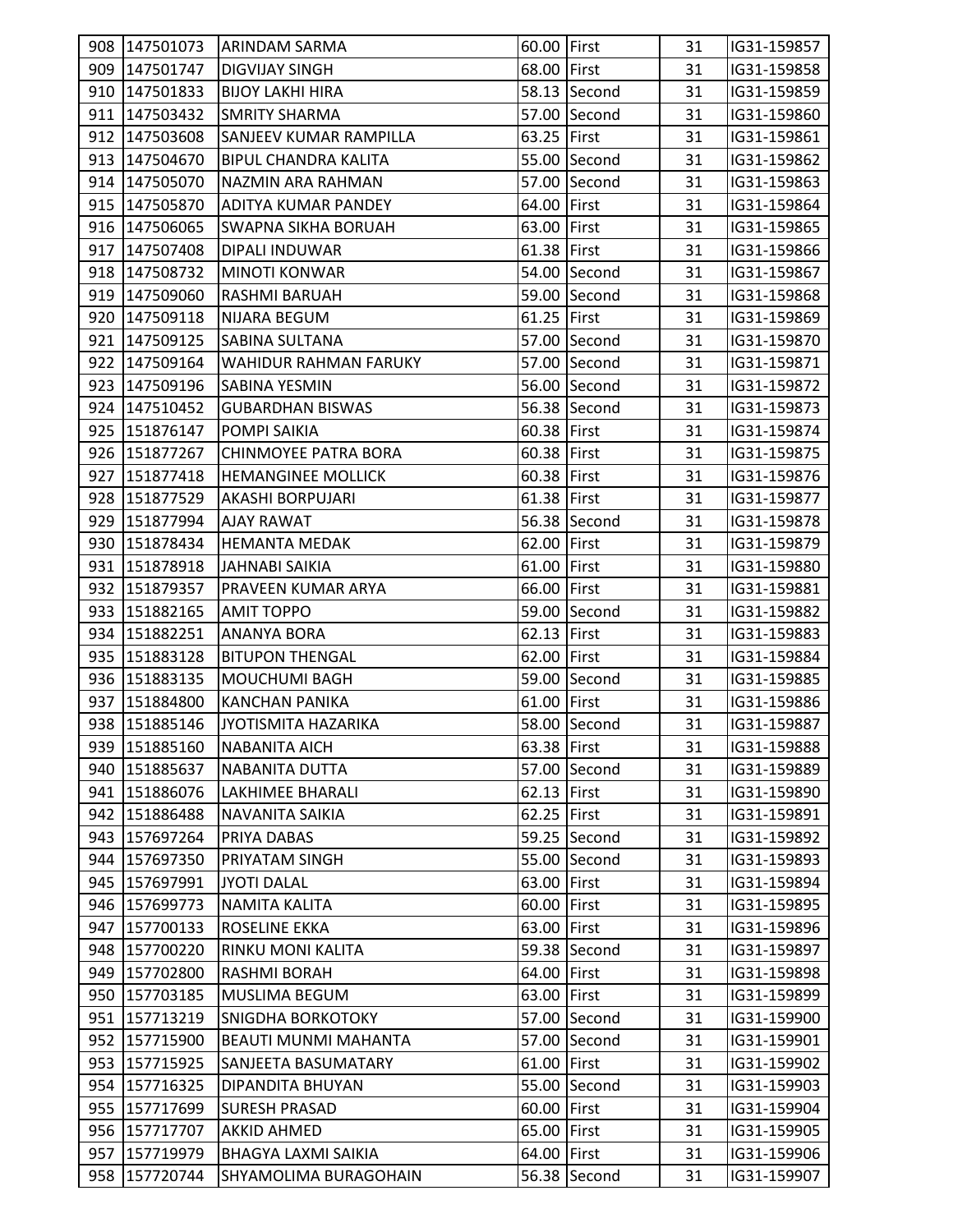| | | | | | | |
|---|---|---|---|---|---|---|
| 908 | 147501073 | ARINDAM SARMA | 60.00 | First | 31 | IG31-159857 |
| 909 | 147501747 | DIGVIJAY SINGH | 68.00 | First | 31 | IG31-159858 |
| 910 | 147501833 | BIJOY LAKHI HIRA | 58.13 | Second | 31 | IG31-159859 |
| 911 | 147503432 | SMRITY SHARMA | 57.00 | Second | 31 | IG31-159860 |
| 912 | 147503608 | SANJEEV KUMAR RAMPILLA | 63.25 | First | 31 | IG31-159861 |
| 913 | 147504670 | BIPUL CHANDRA KALITA | 55.00 | Second | 31 | IG31-159862 |
| 914 | 147505070 | NAZMIN ARA RAHMAN | 57.00 | Second | 31 | IG31-159863 |
| 915 | 147505870 | ADITYA KUMAR PANDEY | 64.00 | First | 31 | IG31-159864 |
| 916 | 147506065 | SWAPNA SIKHA BORUAH | 63.00 | First | 31 | IG31-159865 |
| 917 | 147507408 | DIPALI INDUWAR | 61.38 | First | 31 | IG31-159866 |
| 918 | 147508732 | MINOTI KONWAR | 54.00 | Second | 31 | IG31-159867 |
| 919 | 147509060 | RASHMI BARUAH | 59.00 | Second | 31 | IG31-159868 |
| 920 | 147509118 | NIJARA BEGUM | 61.25 | First | 31 | IG31-159869 |
| 921 | 147509125 | SABINA SULTANA | 57.00 | Second | 31 | IG31-159870 |
| 922 | 147509164 | WAHIDUR RAHMAN FARUKY | 57.00 | Second | 31 | IG31-159871 |
| 923 | 147509196 | SABINA YESMIN | 56.00 | Second | 31 | IG31-159872 |
| 924 | 147510452 | GUBARDHAN BISWAS | 56.38 | Second | 31 | IG31-159873 |
| 925 | 151876147 | POMPI SAIKIA | 60.38 | First | 31 | IG31-159874 |
| 926 | 151877267 | CHINMOYEE PATRA BORA | 60.38 | First | 31 | IG31-159875 |
| 927 | 151877418 | HEMANGINEE MOLLICK | 60.38 | First | 31 | IG31-159876 |
| 928 | 151877529 | AKASHI BORPUJARI | 61.38 | First | 31 | IG31-159877 |
| 929 | 151877994 | AJAY RAWAT | 56.38 | Second | 31 | IG31-159878 |
| 930 | 151878434 | HEMANTA MEDAK | 62.00 | First | 31 | IG31-159879 |
| 931 | 151878918 | JAHNABI SAIKIA | 61.00 | First | 31 | IG31-159880 |
| 932 | 151879357 | PRAVEEN KUMAR ARYA | 66.00 | First | 31 | IG31-159881 |
| 933 | 151882165 | AMIT TOPPO | 59.00 | Second | 31 | IG31-159882 |
| 934 | 151882251 | ANANYA BORA | 62.13 | First | 31 | IG31-159883 |
| 935 | 151883128 | BITUPON THENGAL | 62.00 | First | 31 | IG31-159884 |
| 936 | 151883135 | MOUCHUMI BAGH | 59.00 | Second | 31 | IG31-159885 |
| 937 | 151884800 | KANCHAN PANIKA | 61.00 | First | 31 | IG31-159886 |
| 938 | 151885146 | JYOTISMITA HAZARIKA | 58.00 | Second | 31 | IG31-159887 |
| 939 | 151885160 | NABANITA AICH | 63.38 | First | 31 | IG31-159888 |
| 940 | 151885637 | NABANITA DUTTA | 57.00 | Second | 31 | IG31-159889 |
| 941 | 151886076 | LAKHIMEE BHARALI | 62.13 | First | 31 | IG31-159890 |
| 942 | 151886488 | NAVANITA SAIKIA | 62.25 | First | 31 | IG31-159891 |
| 943 | 157697264 | PRIYA DABAS | 59.25 | Second | 31 | IG31-159892 |
| 944 | 157697350 | PRIYATAM SINGH | 55.00 | Second | 31 | IG31-159893 |
| 945 | 157697991 | JYOTI DALAL | 63.00 | First | 31 | IG31-159894 |
| 946 | 157699773 | NAMITA KALITA | 60.00 | First | 31 | IG31-159895 |
| 947 | 157700133 | ROSELINE EKKA | 63.00 | First | 31 | IG31-159896 |
| 948 | 157700220 | RINKU MONI KALITA | 59.38 | Second | 31 | IG31-159897 |
| 949 | 157702800 | RASHMI BORAH | 64.00 | First | 31 | IG31-159898 |
| 950 | 157703185 | MUSLIMA BEGUM | 63.00 | First | 31 | IG31-159899 |
| 951 | 157713219 | SNIGDHA BORKOTOKY | 57.00 | Second | 31 | IG31-159900 |
| 952 | 157715900 | BEAUTI MUNMI MAHANTA | 57.00 | Second | 31 | IG31-159901 |
| 953 | 157715925 | SANJEETA BASUMATARY | 61.00 | First | 31 | IG31-159902 |
| 954 | 157716325 | DIPANDITA BHUYAN | 55.00 | Second | 31 | IG31-159903 |
| 955 | 157717699 | SURESH PRASAD | 60.00 | First | 31 | IG31-159904 |
| 956 | 157717707 | AKKID AHMED | 65.00 | First | 31 | IG31-159905 |
| 957 | 157719979 | BHAGYA LAXMI SAIKIA | 64.00 | First | 31 | IG31-159906 |
| 958 | 157720744 | SHYAMOLIMA BURAGOHAIN | 56.38 | Second | 31 | IG31-159907 |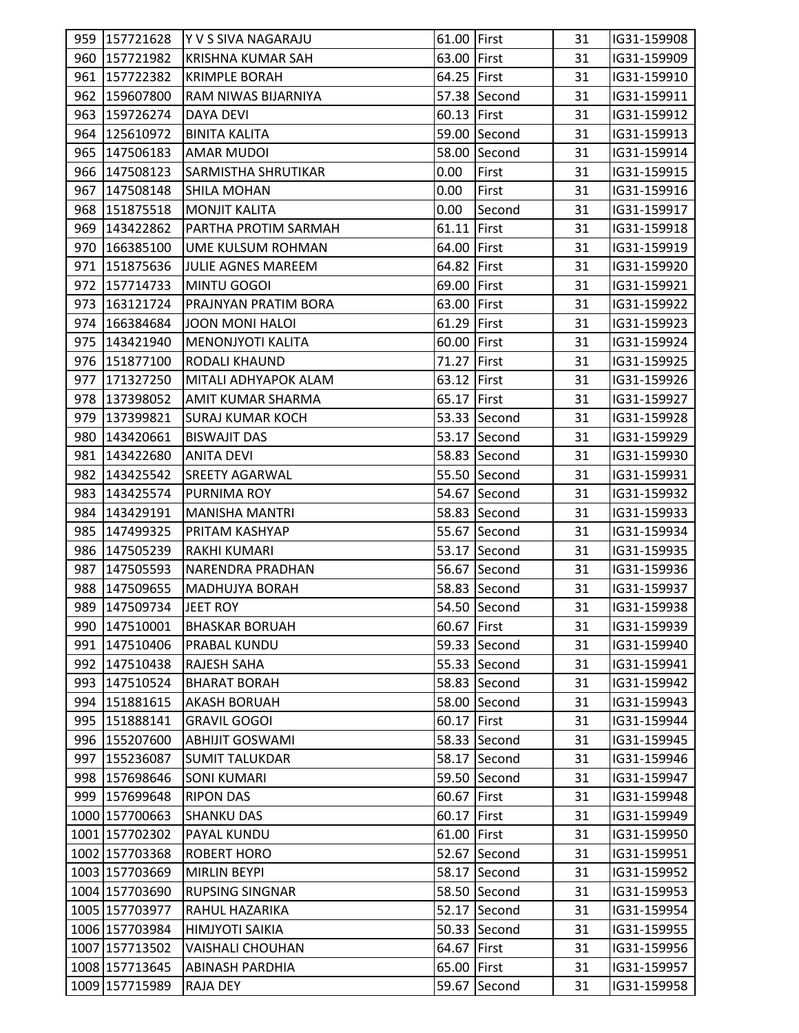| 959 | 157721628 | Y V S SIVA NAGARAJU | 61.00 | First | 31 | IG31-159908 |
|---|---|---|---|---|---|---|
| 960 | 157721982 | KRISHNA KUMAR SAH | 63.00 | First | 31 | IG31-159909 |
| 961 | 157722382 | KRIMPLE BORAH | 64.25 | First | 31 | IG31-159910 |
| 962 | 159607800 | RAM NIWAS BIJARNIYA | 57.38 | Second | 31 | IG31-159911 |
| 963 | 159726274 | DAYA DEVI | 60.13 | First | 31 | IG31-159912 |
| 964 | 125610972 | BINITA KALITA | 59.00 | Second | 31 | IG31-159913 |
| 965 | 147506183 | AMAR MUDOI | 58.00 | Second | 31 | IG31-159914 |
| 966 | 147508123 | SARMISTHA SHRUTIKAR | 0.00 | First | 31 | IG31-159915 |
| 967 | 147508148 | SHILA MOHAN | 0.00 | First | 31 | IG31-159916 |
| 968 | 151875518 | MONJIT KALITA | 0.00 | Second | 31 | IG31-159917 |
| 969 | 143422862 | PARTHA PROTIM SARMAH | 61.11 | First | 31 | IG31-159918 |
| 970 | 166385100 | UME KULSUM ROHMAN | 64.00 | First | 31 | IG31-159919 |
| 971 | 151875636 | JULIE AGNES MAREEM | 64.82 | First | 31 | IG31-159920 |
| 972 | 157714733 | MINTU GOGOI | 69.00 | First | 31 | IG31-159921 |
| 973 | 163121724 | PRAJNYAN PRATIM BORA | 63.00 | First | 31 | IG31-159922 |
| 974 | 166384684 | JOON MONI HALOI | 61.29 | First | 31 | IG31-159923 |
| 975 | 143421940 | MENONJYOTI KALITA | 60.00 | First | 31 | IG31-159924 |
| 976 | 151877100 | RODALI KHAUND | 71.27 | First | 31 | IG31-159925 |
| 977 | 171327250 | MITALI ADHYAPOK ALAM | 63.12 | First | 31 | IG31-159926 |
| 978 | 137398052 | AMIT KUMAR SHARMA | 65.17 | First | 31 | IG31-159927 |
| 979 | 137399821 | SURAJ KUMAR KOCH | 53.33 | Second | 31 | IG31-159928 |
| 980 | 143420661 | BISWAJIT DAS | 53.17 | Second | 31 | IG31-159929 |
| 981 | 143422680 | ANITA DEVI | 58.83 | Second | 31 | IG31-159930 |
| 982 | 143425542 | SREETY AGARWAL | 55.50 | Second | 31 | IG31-159931 |
| 983 | 143425574 | PURNIMA ROY | 54.67 | Second | 31 | IG31-159932 |
| 984 | 143429191 | MANISHA MANTRI | 58.83 | Second | 31 | IG31-159933 |
| 985 | 147499325 | PRITAM KASHYAP | 55.67 | Second | 31 | IG31-159934 |
| 986 | 147505239 | RAKHI KUMARI | 53.17 | Second | 31 | IG31-159935 |
| 987 | 147505593 | NARENDRA PRADHAN | 56.67 | Second | 31 | IG31-159936 |
| 988 | 147509655 | MADHUJYA BORAH | 58.83 | Second | 31 | IG31-159937 |
| 989 | 147509734 | JEET ROY | 54.50 | Second | 31 | IG31-159938 |
| 990 | 147510001 | BHASKAR BORUAH | 60.67 | First | 31 | IG31-159939 |
| 991 | 147510406 | PRABAL KUNDU | 59.33 | Second | 31 | IG31-159940 |
| 992 | 147510438 | RAJESH SAHA | 55.33 | Second | 31 | IG31-159941 |
| 993 | 147510524 | BHARAT BORAH | 58.83 | Second | 31 | IG31-159942 |
| 994 | 151881615 | AKASH BORUAH | 58.00 | Second | 31 | IG31-159943 |
| 995 | 151888141 | GRAVIL GOGOI | 60.17 | First | 31 | IG31-159944 |
| 996 | 155207600 | ABHIJIT GOSWAMI | 58.33 | Second | 31 | IG31-159945 |
| 997 | 155236087 | SUMIT TALUKDAR | 58.17 | Second | 31 | IG31-159946 |
| 998 | 157698646 | SONI KUMARI | 59.50 | Second | 31 | IG31-159947 |
| 999 | 157699648 | RIPON DAS | 60.67 | First | 31 | IG31-159948 |
| 1000 | 157700663 | SHANKU DAS | 60.17 | First | 31 | IG31-159949 |
| 1001 | 157702302 | PAYAL KUNDU | 61.00 | First | 31 | IG31-159950 |
| 1002 | 157703368 | ROBERT HORO | 52.67 | Second | 31 | IG31-159951 |
| 1003 | 157703669 | MIRLIN BEYPI | 58.17 | Second | 31 | IG31-159952 |
| 1004 | 157703690 | RUPSING SINGNAR | 58.50 | Second | 31 | IG31-159953 |
| 1005 | 157703977 | RAHUL HAZARIKA | 52.17 | Second | 31 | IG31-159954 |
| 1006 | 157703984 | HIMJYOTI SAIKIA | 50.33 | Second | 31 | IG31-159955 |
| 1007 | 157713502 | VAISHALI CHOUHAN | 64.67 | First | 31 | IG31-159956 |
| 1008 | 157713645 | ABINASH PARDHIA | 65.00 | First | 31 | IG31-159957 |
| 1009 | 157715989 | RAJA DEY | 59.67 | Second | 31 | IG31-159958 |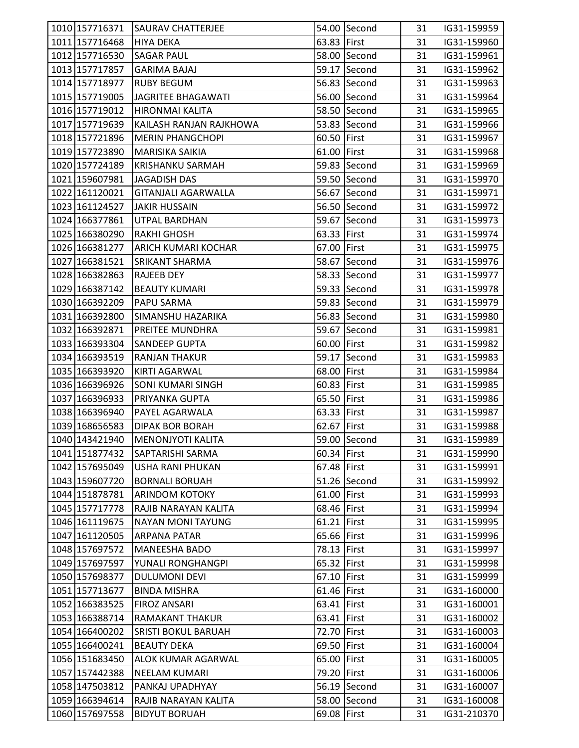| | | | | | | |
|---|---|---|---|---|---|---|
| 1010 | 157716371 | SAURAV CHATTERJEE | 54.00 | Second | 31 | IG31-159959 |
| 1011 | 157716468 | HIYA DEKA | 63.83 | First | 31 | IG31-159960 |
| 1012 | 157716530 | SAGAR PAUL | 58.00 | Second | 31 | IG31-159961 |
| 1013 | 157717857 | GARIMA BAJAJ | 59.17 | Second | 31 | IG31-159962 |
| 1014 | 157718977 | RUBY BEGUM | 56.83 | Second | 31 | IG31-159963 |
| 1015 | 157719005 | JAGRITEE BHAGAWATI | 56.00 | Second | 31 | IG31-159964 |
| 1016 | 157719012 | HIRONMAI KALITA | 58.50 | Second | 31 | IG31-159965 |
| 1017 | 157719639 | KAILASH RANJAN RAJKHOWA | 53.83 | Second | 31 | IG31-159966 |
| 1018 | 157721896 | MERIN PHANGCHOPI | 60.50 | First | 31 | IG31-159967 |
| 1019 | 157723890 | MARISIKA SAIKIA | 61.00 | First | 31 | IG31-159968 |
| 1020 | 157724189 | KRISHANKU SARMAH | 59.83 | Second | 31 | IG31-159969 |
| 1021 | 159607981 | JAGADISH DAS | 59.50 | Second | 31 | IG31-159970 |
| 1022 | 161120021 | GITANJALI AGARWALLA | 56.67 | Second | 31 | IG31-159971 |
| 1023 | 161124527 | JAKIR HUSSAIN | 56.50 | Second | 31 | IG31-159972 |
| 1024 | 166377861 | UTPAL BARDHAN | 59.67 | Second | 31 | IG31-159973 |
| 1025 | 166380290 | RAKHI GHOSH | 63.33 | First | 31 | IG31-159974 |
| 1026 | 166381277 | ARICH KUMARI KOCHAR | 67.00 | First | 31 | IG31-159975 |
| 1027 | 166381521 | SRIKANT SHARMA | 58.67 | Second | 31 | IG31-159976 |
| 1028 | 166382863 | RAJEEB DEY | 58.33 | Second | 31 | IG31-159977 |
| 1029 | 166387142 | BEAUTY KUMARI | 59.33 | Second | 31 | IG31-159978 |
| 1030 | 166392209 | PAPU SARMA | 59.83 | Second | 31 | IG31-159979 |
| 1031 | 166392800 | SIMANSHU HAZARIKA | 56.83 | Second | 31 | IG31-159980 |
| 1032 | 166392871 | PREITEE MUNDHRA | 59.67 | Second | 31 | IG31-159981 |
| 1033 | 166393304 | SANDEEP GUPTA | 60.00 | First | 31 | IG31-159982 |
| 1034 | 166393519 | RANJAN THAKUR | 59.17 | Second | 31 | IG31-159983 |
| 1035 | 166393920 | KIRTI AGARWAL | 68.00 | First | 31 | IG31-159984 |
| 1036 | 166396926 | SONI KUMARI SINGH | 60.83 | First | 31 | IG31-159985 |
| 1037 | 166396933 | PRIYANKA GUPTA | 65.50 | First | 31 | IG31-159986 |
| 1038 | 166396940 | PAYEL AGARWALA | 63.33 | First | 31 | IG31-159987 |
| 1039 | 168656583 | DIPAK BOR BORAH | 62.67 | First | 31 | IG31-159988 |
| 1040 | 143421940 | MENONJYOTI KALITA | 59.00 | Second | 31 | IG31-159989 |
| 1041 | 151877432 | SAPTARISHI SARMA | 60.34 | First | 31 | IG31-159990 |
| 1042 | 157695049 | USHA RANI PHUKAN | 67.48 | First | 31 | IG31-159991 |
| 1043 | 159607720 | BORNALI BORUAH | 51.26 | Second | 31 | IG31-159992 |
| 1044 | 151878781 | ARINDOM KOTOKY | 61.00 | First | 31 | IG31-159993 |
| 1045 | 157717778 | RAJIB NARAYAN KALITA | 68.46 | First | 31 | IG31-159994 |
| 1046 | 161119675 | NAYAN MONI TAYUNG | 61.21 | First | 31 | IG31-159995 |
| 1047 | 161120505 | ARPANA PATAR | 65.66 | First | 31 | IG31-159996 |
| 1048 | 157697572 | MANEESHA BADO | 78.13 | First | 31 | IG31-159997 |
| 1049 | 157697597 | YUNALI RONGHANGPI | 65.32 | First | 31 | IG31-159998 |
| 1050 | 157698377 | DULUMONI DEVI | 67.10 | First | 31 | IG31-159999 |
| 1051 | 157713677 | BINDA MISHRA | 61.46 | First | 31 | IG31-160000 |
| 1052 | 166383525 | FIROZ ANSARI | 63.41 | First | 31 | IG31-160001 |
| 1053 | 166388714 | RAMAKANT THAKUR | 63.41 | First | 31 | IG31-160002 |
| 1054 | 166400202 | SRISTI BOKUL BARUAH | 72.70 | First | 31 | IG31-160003 |
| 1055 | 166400241 | BEAUTY DEKA | 69.50 | First | 31 | IG31-160004 |
| 1056 | 151683450 | ALOK KUMAR AGARWAL | 65.00 | First | 31 | IG31-160005 |
| 1057 | 157442388 | NEELAM KUMARI | 79.20 | First | 31 | IG31-160006 |
| 1058 | 147503812 | PANKAJ UPADHYAY | 56.19 | Second | 31 | IG31-160007 |
| 1059 | 166394614 | RAJIB NARAYAN KALITA | 58.00 | Second | 31 | IG31-160008 |
| 1060 | 157697558 | BIDYUT BORUAH | 69.08 | First | 31 | IG31-210370 |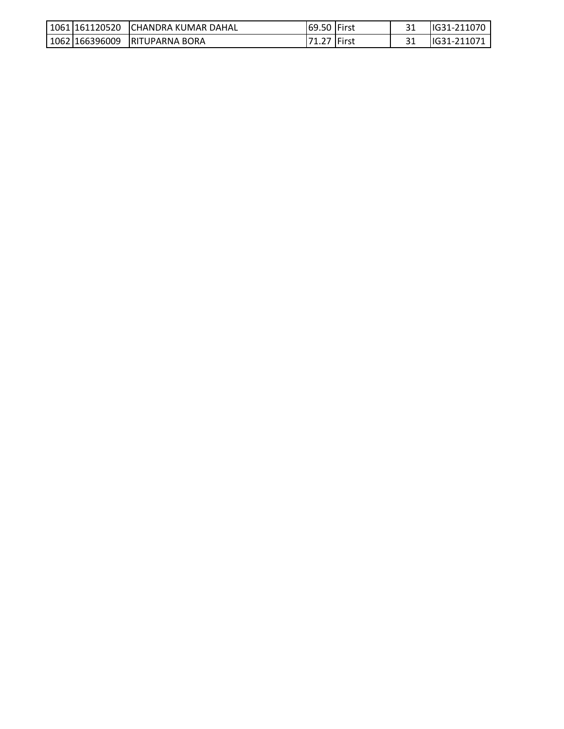| | | | | | | |
|---|---|---|---|---|---|---|
| 1061 | 161120520 | CHANDRA KUMAR DAHAL | 69.50 | First | 31 | IG31-211070 |
| 1062 | 166396009 | RITUPARNA BORA | 71.27 | First | 31 | IG31-211071 |